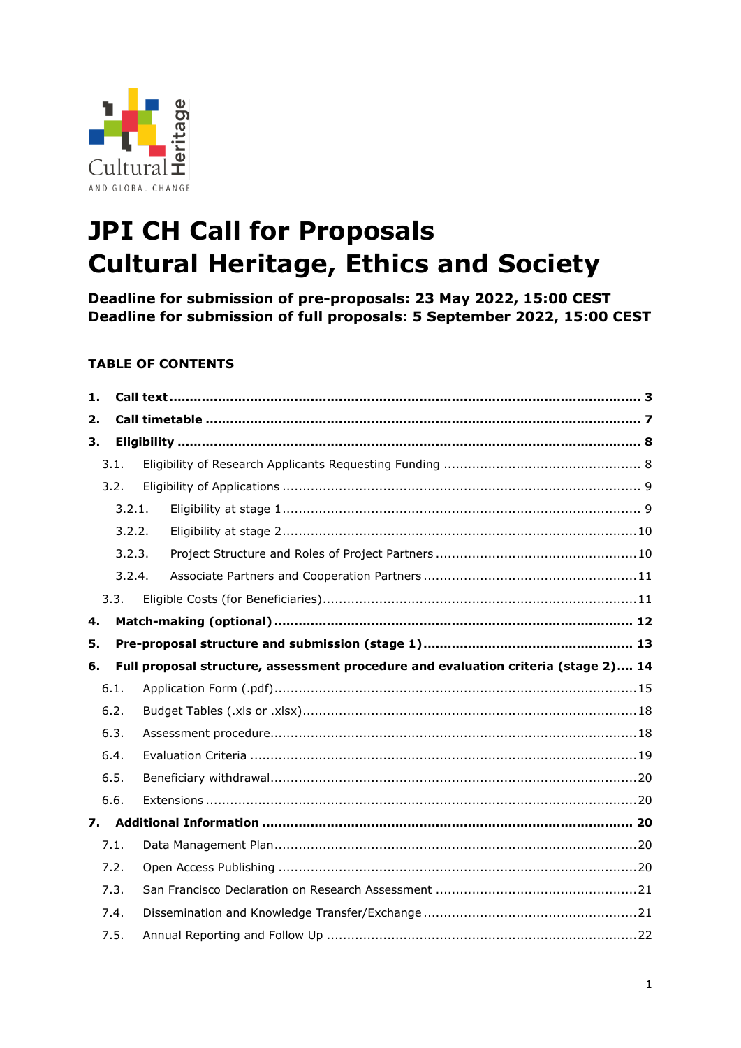# JPI CH Call for Proposals
# Cultural Heritage, Ethics and Society

**Deadline for submission of pre-proposals: 23 May 2022, 15:00 CEST**
**Deadline for submission of full proposals: 5 September 2022, 15:00 CEST**

## TABLE OF CONTENTS

- **1. Call text** ........ **3**
- **2. Call timetable** ........ **7**
- **3. Eligibility** ........ **8**
  - 3.1. Eligibility of Research Applicants Requesting Funding ........ 8
  - 3.2. Eligibility of Applications ........ 9
    - 3.2.1. Eligibility at stage 1 ........ 9
    - 3.2.2. Eligibility at stage 2 ........ 10
    - 3.2.3. Project Structure and Roles of Project Partners ........ 10
    - 3.2.4. Associate Partners and Cooperation Partners ........ 11
  - 3.3. Eligible Costs (for Beneficiaries) ........ 11
- **4. Match-making (optional)** ........ **12**
- **5. Pre-proposal structure and submission (stage 1)** ........ **13**
- **6. Full proposal structure, assessment procedure and evaluation criteria (stage 2)** ........ **14**
  - 6.1. Application Form (.pdf) ........ 15
  - 6.2. Budget Tables (.xls or .xlsx) ........ 18
  - 6.3. Assessment procedure ........ 18
  - 6.4. Evaluation Criteria ........ 19
  - 6.5. Beneficiary withdrawal ........ 20
  - 6.6. Extensions ........ 20
- **7. Additional Information** ........ **20**
  - 7.1. Data Management Plan ........ 20
  - 7.2. Open Access Publishing ........ 20
  - 7.3. San Francisco Declaration on Research Assessment ........ 21
  - 7.4. Dissemination and Knowledge Transfer/Exchange ........ 21
  - 7.5. Annual Reporting and Follow Up ........ 22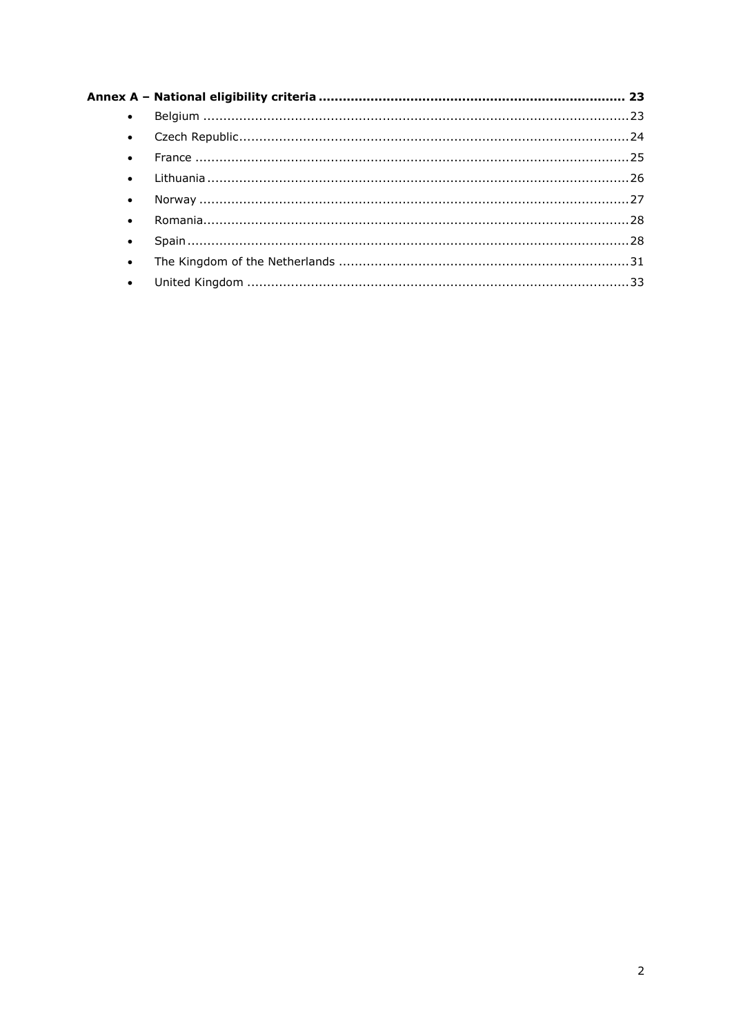**Annex A – National eligibility criteria ........................................................................... 23**

- Belgium .......................................................................................................... 23
- Czech Republic................................................................................................. 24
- France ............................................................................................................ 25
- Lithuania ......................................................................................................... 26
- Norway ........................................................................................................... 27
- Romania.......................................................................................................... 28
- Spain .............................................................................................................. 28
- The Kingdom of the Netherlands ........................................................................ 31
- United Kingdom ............................................................................................... 33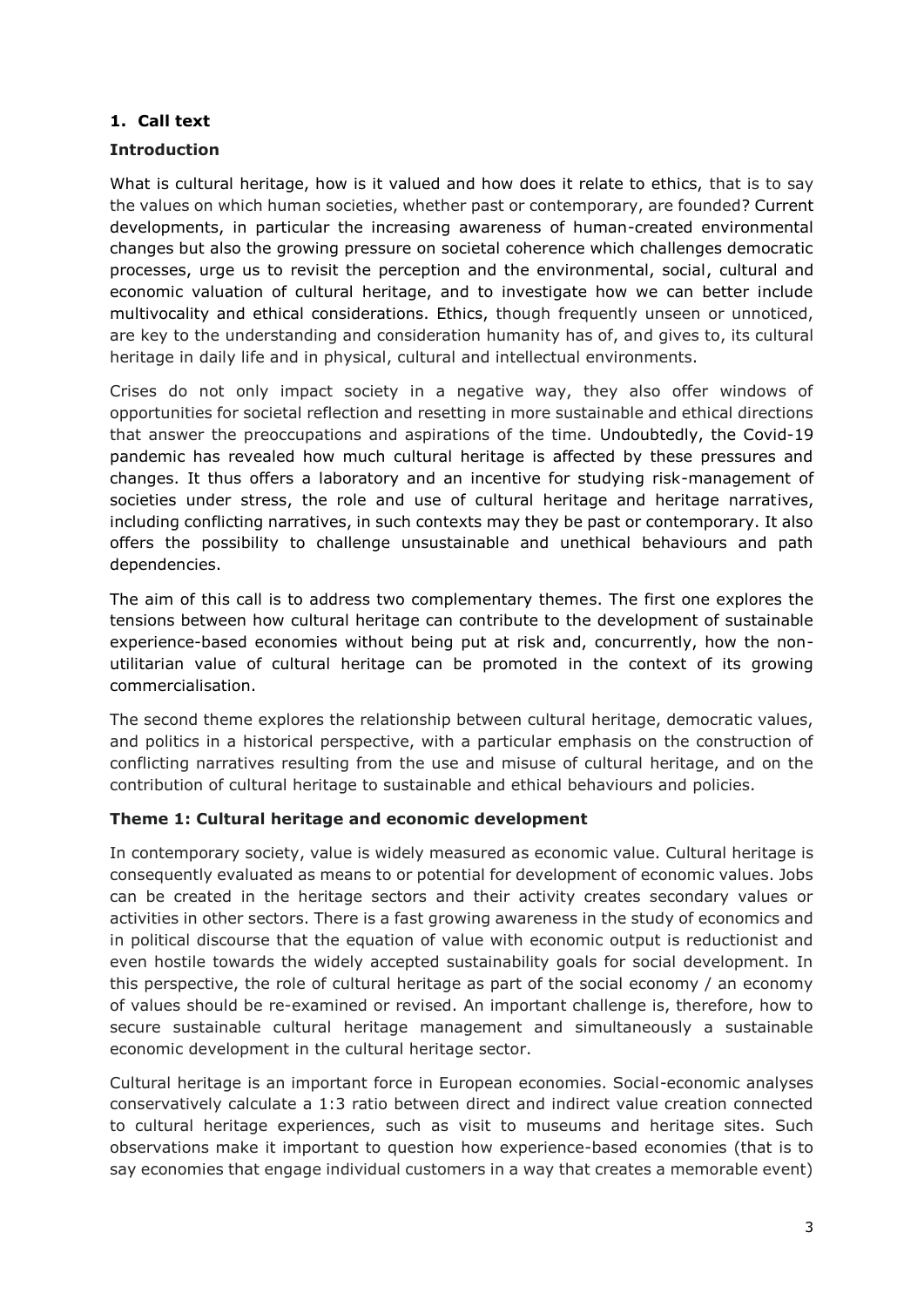## 1. Call text

### Introduction

What is cultural heritage, how is it valued and how does it relate to ethics, that is to say the values on which human societies, whether past or contemporary, are founded? Current developments, in particular the increasing awareness of human-created environmental changes but also the growing pressure on societal coherence which challenges democratic processes, urge us to revisit the perception and the environmental, social, cultural and economic valuation of cultural heritage, and to investigate how we can better include multivocality and ethical considerations. Ethics, though frequently unseen or unnoticed, are key to the understanding and consideration humanity has of, and gives to, its cultural heritage in daily life and in physical, cultural and intellectual environments.

Crises do not only impact society in a negative way, they also offer windows of opportunities for societal reflection and resetting in more sustainable and ethical directions that answer the preoccupations and aspirations of the time. Undoubtedly, the Covid-19 pandemic has revealed how much cultural heritage is affected by these pressures and changes. It thus offers a laboratory and an incentive for studying risk-management of societies under stress, the role and use of cultural heritage and heritage narratives, including conflicting narratives, in such contexts may they be past or contemporary. It also offers the possibility to challenge unsustainable and unethical behaviours and path dependencies.

The aim of this call is to address two complementary themes. The first one explores the tensions between how cultural heritage can contribute to the development of sustainable experience-based economies without being put at risk and, concurrently, how the non-utilitarian value of cultural heritage can be promoted in the context of its growing commercialisation.

The second theme explores the relationship between cultural heritage, democratic values, and politics in a historical perspective, with a particular emphasis on the construction of conflicting narratives resulting from the use and misuse of cultural heritage, and on the contribution of cultural heritage to sustainable and ethical behaviours and policies.

### Theme 1: Cultural heritage and economic development

In contemporary society, value is widely measured as economic value. Cultural heritage is consequently evaluated as means to or potential for development of economic values. Jobs can be created in the heritage sectors and their activity creates secondary values or activities in other sectors. There is a fast growing awareness in the study of economics and in political discourse that the equation of value with economic output is reductionist and even hostile towards the widely accepted sustainability goals for social development. In this perspective, the role of cultural heritage as part of the social economy / an economy of values should be re-examined or revised. An important challenge is, therefore, how to secure sustainable cultural heritage management and simultaneously a sustainable economic development in the cultural heritage sector.

Cultural heritage is an important force in European economies. Social-economic analyses conservatively calculate a 1:3 ratio between direct and indirect value creation connected to cultural heritage experiences, such as visit to museums and heritage sites. Such observations make it important to question how experience-based economies (that is to say economies that engage individual customers in a way that creates a memorable event)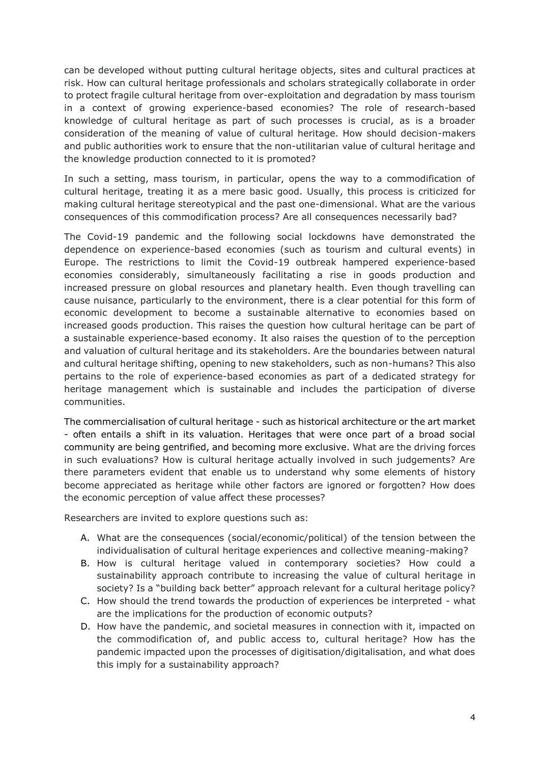can be developed without putting cultural heritage objects, sites and cultural practices at risk. How can cultural heritage professionals and scholars strategically collaborate in order to protect fragile cultural heritage from over-exploitation and degradation by mass tourism in a context of growing experience-based economies? The role of research-based knowledge of cultural heritage as part of such processes is crucial, as is a broader consideration of the meaning of value of cultural heritage. How should decision-makers and public authorities work to ensure that the non-utilitarian value of cultural heritage and the knowledge production connected to it is promoted?

In such a setting, mass tourism, in particular, opens the way to a commodification of cultural heritage, treating it as a mere basic good. Usually, this process is criticized for making cultural heritage stereotypical and the past one-dimensional. What are the various consequences of this commodification process? Are all consequences necessarily bad?

The Covid-19 pandemic and the following social lockdowns have demonstrated the dependence on experience-based economies (such as tourism and cultural events) in Europe. The restrictions to limit the Covid-19 outbreak hampered experience-based economies considerably, simultaneously facilitating a rise in goods production and increased pressure on global resources and planetary health. Even though travelling can cause nuisance, particularly to the environment, there is a clear potential for this form of economic development to become a sustainable alternative to economies based on increased goods production. This raises the question how cultural heritage can be part of a sustainable experience-based economy. It also raises the question of to the perception and valuation of cultural heritage and its stakeholders. Are the boundaries between natural and cultural heritage shifting, opening to new stakeholders, such as non-humans? This also pertains to the role of experience-based economies as part of a dedicated strategy for heritage management which is sustainable and includes the participation of diverse communities.

The commercialisation of cultural heritage - such as historical architecture or the art market - often entails a shift in its valuation. Heritages that were once part of a broad social community are being gentrified, and becoming more exclusive. What are the driving forces in such evaluations? How is cultural heritage actually involved in such judgements? Are there parameters evident that enable us to understand why some elements of history become appreciated as heritage while other factors are ignored or forgotten? How does the economic perception of value affect these processes?

Researchers are invited to explore questions such as:

A. What are the consequences (social/economic/political) of the tension between the individualisation of cultural heritage experiences and collective meaning-making?
B. How is cultural heritage valued in contemporary societies? How could a sustainability approach contribute to increasing the value of cultural heritage in society? Is a "building back better" approach relevant for a cultural heritage policy?
C. How should the trend towards the production of experiences be interpreted - what are the implications for the production of economic outputs?
D. How have the pandemic, and societal measures in connection with it, impacted on the commodification of, and public access to, cultural heritage? How has the pandemic impacted upon the processes of digitisation/digitalisation, and what does this imply for a sustainability approach?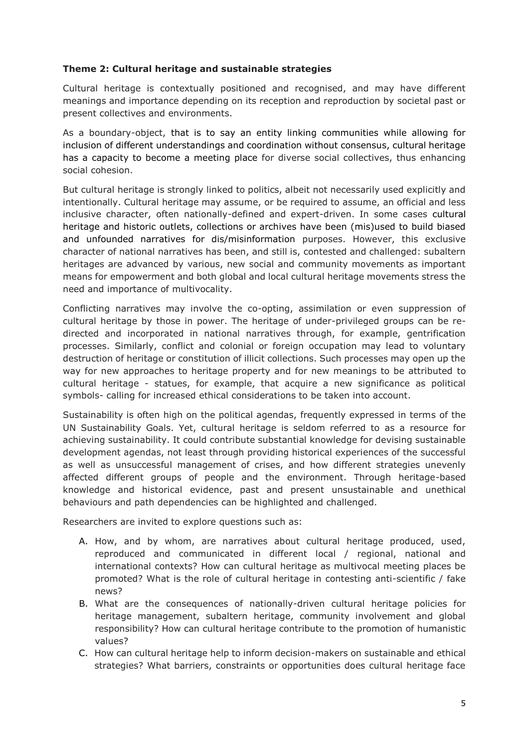**Theme 2: Cultural heritage and sustainable strategies**

Cultural heritage is contextually positioned and recognised, and may have different meanings and importance depending on its reception and reproduction by societal past or present collectives and environments.

As a boundary-object, that is to say an entity linking communities while allowing for inclusion of different understandings and coordination without consensus, cultural heritage has a capacity to become a meeting place for diverse social collectives, thus enhancing social cohesion.

But cultural heritage is strongly linked to politics, albeit not necessarily used explicitly and intentionally. Cultural heritage may assume, or be required to assume, an official and less inclusive character, often nationally-defined and expert-driven. In some cases cultural heritage and historic outlets, collections or archives have been (mis)used to build biased and unfounded narratives for dis/misinformation purposes. However, this exclusive character of national narratives has been, and still is, contested and challenged: subaltern heritages are advanced by various, new social and community movements as important means for empowerment and both global and local cultural heritage movements stress the need and importance of multivocality.

Conflicting narratives may involve the co-opting, assimilation or even suppression of cultural heritage by those in power. The heritage of under-privileged groups can be re-directed and incorporated in national narratives through, for example, gentrification processes. Similarly, conflict and colonial or foreign occupation may lead to voluntary destruction of heritage or constitution of illicit collections. Such processes may open up the way for new approaches to heritage property and for new meanings to be attributed to cultural heritage - statues, for example, that acquire a new significance as political symbols- calling for increased ethical considerations to be taken into account.

Sustainability is often high on the political agendas, frequently expressed in terms of the UN Sustainability Goals. Yet, cultural heritage is seldom referred to as a resource for achieving sustainability. It could contribute substantial knowledge for devising sustainable development agendas, not least through providing historical experiences of the successful as well as unsuccessful management of crises, and how different strategies unevenly affected different groups of people and the environment. Through heritage-based knowledge and historical evidence, past and present unsustainable and unethical behaviours and path dependencies can be highlighted and challenged.

Researchers are invited to explore questions such as:

A. How, and by whom, are narratives about cultural heritage produced, used, reproduced and communicated in different local / regional, national and international contexts? How can cultural heritage as multivocal meeting places be promoted? What is the role of cultural heritage in contesting anti-scientific / fake news?

B. What are the consequences of nationally-driven cultural heritage policies for heritage management, subaltern heritage, community involvement and global responsibility? How can cultural heritage contribute to the promotion of humanistic values?

C. How can cultural heritage help to inform decision-makers on sustainable and ethical strategies? What barriers, constraints or opportunities does cultural heritage face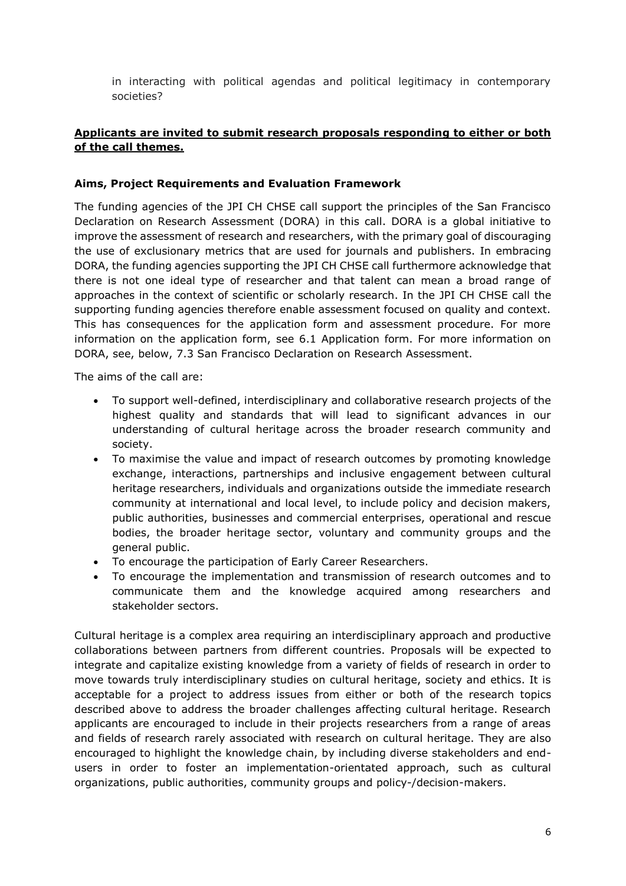in interacting with political agendas and political legitimacy in contemporary societies?

**Applicants are invited to submit research proposals responding to either or both of the call themes.**

**Aims, Project Requirements and Evaluation Framework**

The funding agencies of the JPI CH CHSE call support the principles of the San Francisco Declaration on Research Assessment (DORA) in this call. DORA is a global initiative to improve the assessment of research and researchers, with the primary goal of discouraging the use of exclusionary metrics that are used for journals and publishers. In embracing DORA, the funding agencies supporting the JPI CH CHSE call furthermore acknowledge that there is not one ideal type of researcher and that talent can mean a broad range of approaches in the context of scientific or scholarly research. In the JPI CH CHSE call the supporting funding agencies therefore enable assessment focused on quality and context. This has consequences for the application form and assessment procedure. For more information on the application form, see 6.1 Application form. For more information on DORA, see, below, 7.3 San Francisco Declaration on Research Assessment.

The aims of the call are:

- To support well-defined, interdisciplinary and collaborative research projects of the highest quality and standards that will lead to significant advances in our understanding of cultural heritage across the broader research community and society.
- To maximise the value and impact of research outcomes by promoting knowledge exchange, interactions, partnerships and inclusive engagement between cultural heritage researchers, individuals and organizations outside the immediate research community at international and local level, to include policy and decision makers, public authorities, businesses and commercial enterprises, operational and rescue bodies, the broader heritage sector, voluntary and community groups and the general public.
- To encourage the participation of Early Career Researchers.
- To encourage the implementation and transmission of research outcomes and to communicate them and the knowledge acquired among researchers and stakeholder sectors.

Cultural heritage is a complex area requiring an interdisciplinary approach and productive collaborations between partners from different countries. Proposals will be expected to integrate and capitalize existing knowledge from a variety of fields of research in order to move towards truly interdisciplinary studies on cultural heritage, society and ethics. It is acceptable for a project to address issues from either or both of the research topics described above to address the broader challenges affecting cultural heritage. Research applicants are encouraged to include in their projects researchers from a range of areas and fields of research rarely associated with research on cultural heritage. They are also encouraged to highlight the knowledge chain, by including diverse stakeholders and end-users in order to foster an implementation-orientated approach, such as cultural organizations, public authorities, community groups and policy-/decision-makers.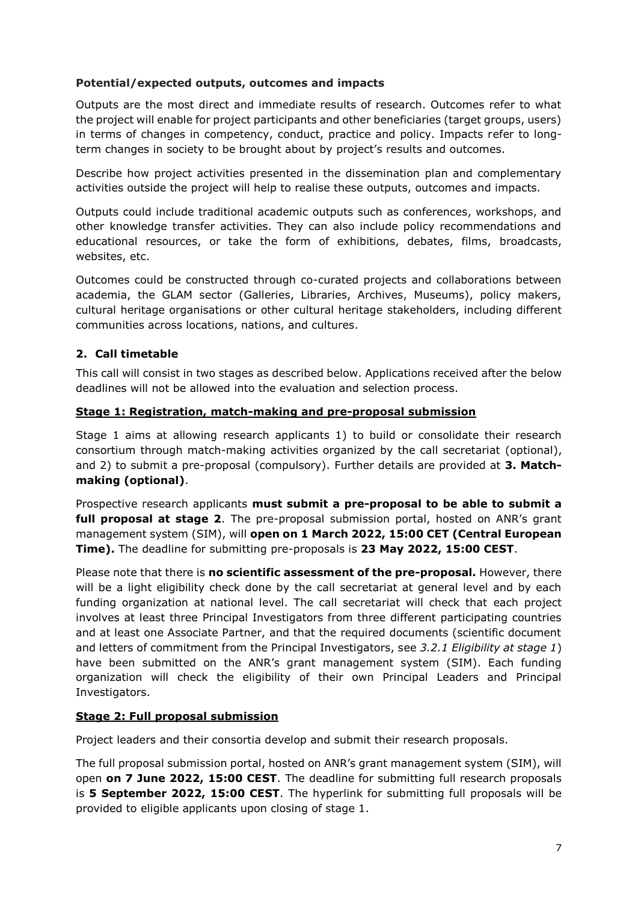**Potential/expected outputs, outcomes and impacts**

Outputs are the most direct and immediate results of research. Outcomes refer to what the project will enable for project participants and other beneficiaries (target groups, users) in terms of changes in competency, conduct, practice and policy. Impacts refer to long-term changes in society to be brought about by project's results and outcomes.

Describe how project activities presented in the dissemination plan and complementary activities outside the project will help to realise these outputs, outcomes and impacts.

Outputs could include traditional academic outputs such as conferences, workshops, and other knowledge transfer activities. They can also include policy recommendations and educational resources, or take the form of exhibitions, debates, films, broadcasts, websites, etc.

Outcomes could be constructed through co-curated projects and collaborations between academia, the GLAM sector (Galleries, Libraries, Archives, Museums), policy makers, cultural heritage organisations or other cultural heritage stakeholders, including different communities across locations, nations, and cultures.

## 2. Call timetable

This call will consist in two stages as described below. Applications received after the below deadlines will not be allowed into the evaluation and selection process.

### Stage 1: Registration, match-making and pre-proposal submission

Stage 1 aims at allowing research applicants 1) to build or consolidate their research consortium through match-making activities organized by the call secretariat (optional), and 2) to submit a pre-proposal (compulsory). Further details are provided at **3. Match-making (optional)**.

Prospective research applicants **must submit a pre-proposal to be able to submit a full proposal at stage 2**. The pre-proposal submission portal, hosted on ANR's grant management system (SIM), will **open on 1 March 2022, 15:00 CET (Central European Time).** The deadline for submitting pre-proposals is **23 May 2022, 15:00 CEST**.

Please note that there is **no scientific assessment of the pre-proposal.** However, there will be a light eligibility check done by the call secretariat at general level and by each funding organization at national level. The call secretariat will check that each project involves at least three Principal Investigators from three different participating countries and at least one Associate Partner, and that the required documents (scientific document and letters of commitment from the Principal Investigators, see *3.2.1 Eligibility at stage 1*) have been submitted on the ANR's grant management system (SIM). Each funding organization will check the eligibility of their own Principal Leaders and Principal Investigators.

### Stage 2: Full proposal submission

Project leaders and their consortia develop and submit their research proposals.

The full proposal submission portal, hosted on ANR's grant management system (SIM), will open **on 7 June 2022, 15:00 CEST**. The deadline for submitting full research proposals is **5 September 2022, 15:00 CEST**. The hyperlink for submitting full proposals will be provided to eligible applicants upon closing of stage 1.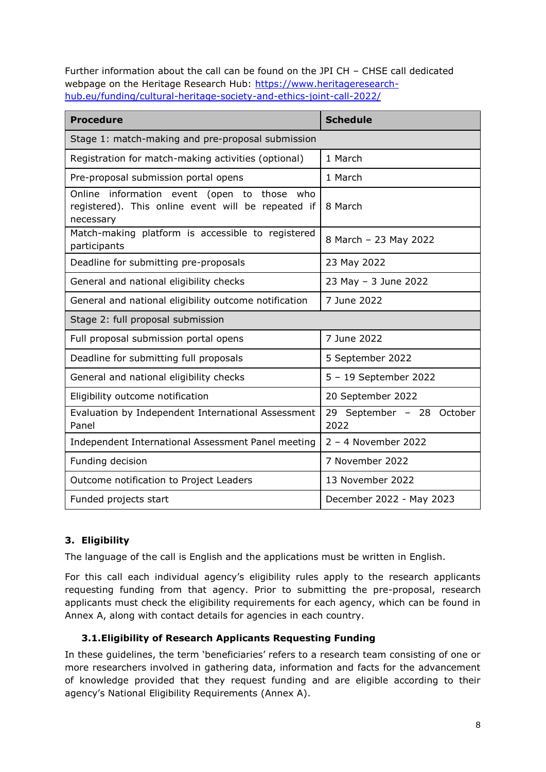Further information about the call can be found on the JPI CH – CHSE call dedicated webpage on the Heritage Research Hub: [https://www.heritageresearch-hub.eu/funding/cultural-heritage-society-and-ethics-joint-call-2022/](https://www.heritageresearch-hub.eu/funding/cultural-heritage-society-and-ethics-joint-call-2022/)

| **Procedure** | **Schedule** |
|---|---|
| Stage 1: match-making and pre-proposal submission | |
| Registration for match-making activities (optional) | 1 March |
| Pre-proposal submission portal opens | 1 March |
| Online information event (open to those who registered). This online event will be repeated if necessary | 8 March |
| Match-making platform is accessible to registered participants | 8 March – 23 May 2022 |
| Deadline for submitting pre-proposals | 23 May 2022 |
| General and national eligibility checks | 23 May – 3 June 2022 |
| General and national eligibility outcome notification | 7 June 2022 |
| Stage 2: full proposal submission | |
| Full proposal submission portal opens | 7 June 2022 |
| Deadline for submitting full proposals | 5 September 2022 |
| General and national eligibility checks | 5 – 19 September 2022 |
| Eligibility outcome notification | 20 September 2022 |
| Evaluation by Independent International Assessment Panel | 29 September – 28 October 2022 |
| Independent International Assessment Panel meeting | 2 – 4 November 2022 |
| Funding decision | 7 November 2022 |
| Outcome notification to Project Leaders | 13 November 2022 |
| Funded projects start | December 2022 - May 2023 |

## 3. Eligibility

The language of the call is English and the applications must be written in English.

For this call each individual agency's eligibility rules apply to the research applicants requesting funding from that agency. Prior to submitting the pre-proposal, research applicants must check the eligibility requirements for each agency, which can be found in Annex A, along with contact details for agencies in each country.

### 3.1. Eligibility of Research Applicants Requesting Funding

In these guidelines, the term 'beneficiaries' refers to a research team consisting of one or more researchers involved in gathering data, information and facts for the advancement of knowledge provided that they request funding and are eligible according to their agency's National Eligibility Requirements (Annex A).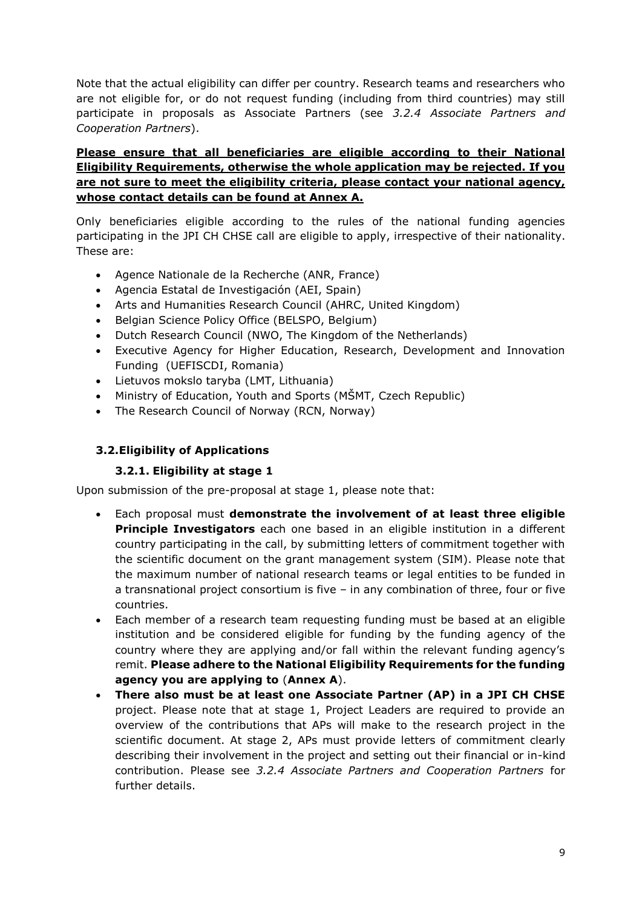Note that the actual eligibility can differ per country. Research teams and researchers who are not eligible for, or do not request funding (including from third countries) may still participate in proposals as Associate Partners (see *3.2.4 Associate Partners and Cooperation Partners*).

**Please ensure that all beneficiaries are eligible according to their National Eligibility Requirements, otherwise the whole application may be rejected. If you are not sure to meet the eligibility criteria, please contact your national agency, whose contact details can be found at Annex A.**

Only beneficiaries eligible according to the rules of the national funding agencies participating in the JPI CH CHSE call are eligible to apply, irrespective of their nationality. These are:

- Agence Nationale de la Recherche (ANR, France)
- Agencia Estatal de Investigación (AEI, Spain)
- Arts and Humanities Research Council (AHRC, United Kingdom)
- Belgian Science Policy Office (BELSPO, Belgium)
- Dutch Research Council (NWO, The Kingdom of the Netherlands)
- Executive Agency for Higher Education, Research, Development and Innovation Funding (UEFISCDI, Romania)
- Lietuvos mokslo taryba (LMT, Lithuania)
- Ministry of Education, Youth and Sports (MŠMT, Czech Republic)
- The Research Council of Norway (RCN, Norway)

## 3.2. Eligibility of Applications

### 3.2.1. Eligibility at stage 1

Upon submission of the pre-proposal at stage 1, please note that:

- Each proposal must **demonstrate the involvement of at least three eligible Principle Investigators** each one based in an eligible institution in a different country participating in the call, by submitting letters of commitment together with the scientific document on the grant management system (SIM). Please note that the maximum number of national research teams or legal entities to be funded in a transnational project consortium is five – in any combination of three, four or five countries.
- Each member of a research team requesting funding must be based at an eligible institution and be considered eligible for funding by the funding agency of the country where they are applying and/or fall within the relevant funding agency's remit. **Please adhere to the National Eligibility Requirements for the funding agency you are applying to** (**Annex A**).
- **There also must be at least one Associate Partner (AP) in a JPI CH CHSE** project. Please note that at stage 1, Project Leaders are required to provide an overview of the contributions that APs will make to the research project in the scientific document. At stage 2, APs must provide letters of commitment clearly describing their involvement in the project and setting out their financial or in-kind contribution. Please see *3.2.4 Associate Partners and Cooperation Partners* for further details.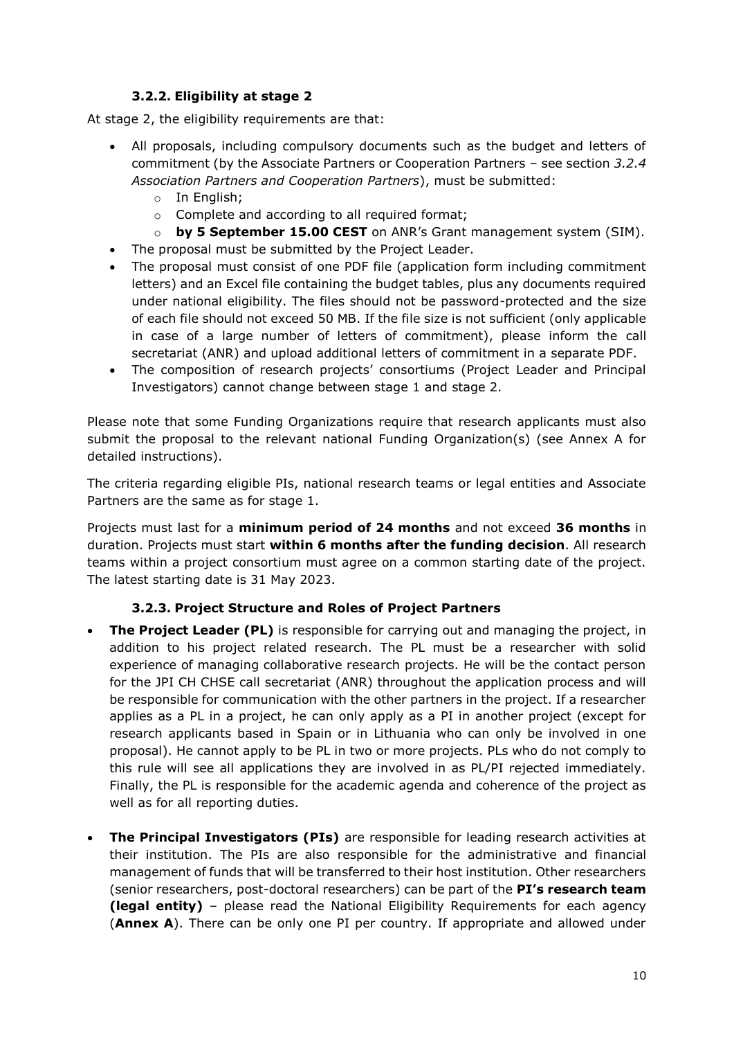### 3.2.2. Eligibility at stage 2

At stage 2, the eligibility requirements are that:

- All proposals, including compulsory documents such as the budget and letters of commitment (by the Associate Partners or Cooperation Partners – see section *3.2.4 Association Partners and Cooperation Partners*), must be submitted:
  - In English;
  - Complete and according to all required format;
  - **by 5 September 15.00 CEST** on ANR's Grant management system (SIM).
- The proposal must be submitted by the Project Leader.
- The proposal must consist of one PDF file (application form including commitment letters) and an Excel file containing the budget tables, plus any documents required under national eligibility. The files should not be password-protected and the size of each file should not exceed 50 MB. If the file size is not sufficient (only applicable in case of a large number of letters of commitment), please inform the call secretariat (ANR) and upload additional letters of commitment in a separate PDF.
- The composition of research projects' consortiums (Project Leader and Principal Investigators) cannot change between stage 1 and stage 2.

Please note that some Funding Organizations require that research applicants must also submit the proposal to the relevant national Funding Organization(s) (see Annex A for detailed instructions).

The criteria regarding eligible PIs, national research teams or legal entities and Associate Partners are the same as for stage 1.

Projects must last for a **minimum period of 24 months** and not exceed **36 months** in duration. Projects must start **within 6 months after the funding decision**. All research teams within a project consortium must agree on a common starting date of the project. The latest starting date is 31 May 2023.

### 3.2.3. Project Structure and Roles of Project Partners

- **The Project Leader (PL)** is responsible for carrying out and managing the project, in addition to his project related research. The PL must be a researcher with solid experience of managing collaborative research projects. He will be the contact person for the JPI CH CHSE call secretariat (ANR) throughout the application process and will be responsible for communication with the other partners in the project. If a researcher applies as a PL in a project, he can only apply as a PI in another project (except for research applicants based in Spain or in Lithuania who can only be involved in one proposal). He cannot apply to be PL in two or more projects. PLs who do not comply to this rule will see all applications they are involved in as PL/PI rejected immediately. Finally, the PL is responsible for the academic agenda and coherence of the project as well as for all reporting duties.

- **The Principal Investigators (PIs)** are responsible for leading research activities at their institution. The PIs are also responsible for the administrative and financial management of funds that will be transferred to their host institution. Other researchers (senior researchers, post-doctoral researchers) can be part of the **PI's research team (legal entity)** – please read the National Eligibility Requirements for each agency (**Annex A**). There can be only one PI per country. If appropriate and allowed under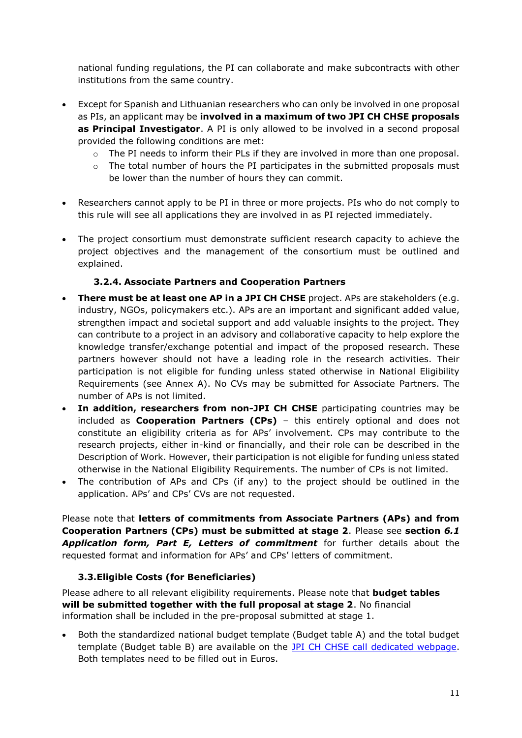national funding regulations, the PI can collaborate and make subcontracts with other institutions from the same country.

- Except for Spanish and Lithuanian researchers who can only be involved in one proposal as PIs, an applicant may be **involved in a maximum of two JPI CH CHSE proposals as Principal Investigator**. A PI is only allowed to be involved in a second proposal provided the following conditions are met:
  - The PI needs to inform their PLs if they are involved in more than one proposal.
  - The total number of hours the PI participates in the submitted proposals must be lower than the number of hours they can commit.

- Researchers cannot apply to be PI in three or more projects. PIs who do not comply to this rule will see all applications they are involved in as PI rejected immediately.

- The project consortium must demonstrate sufficient research capacity to achieve the project objectives and the management of the consortium must be outlined and explained.

#### 3.2.4. Associate Partners and Cooperation Partners

- **There must be at least one AP in a JPI CH CHSE** project. APs are stakeholders (e.g. industry, NGOs, policymakers etc.). APs are an important and significant added value, strengthen impact and societal support and add valuable insights to the project. They can contribute to a project in an advisory and collaborative capacity to help explore the knowledge transfer/exchange potential and impact of the proposed research. These partners however should not have a leading role in the research activities. Their participation is not eligible for funding unless stated otherwise in National Eligibility Requirements (see Annex A). No CVs may be submitted for Associate Partners. The number of APs is not limited.
- **In addition, researchers from non-JPI CH CHSE** participating countries may be included as **Cooperation Partners (CPs)** – this entirely optional and does not constitute an eligibility criteria as for APs' involvement. CPs may contribute to the research projects, either in-kind or financially, and their role can be described in the Description of Work. However, their participation is not eligible for funding unless stated otherwise in the National Eligibility Requirements. The number of CPs is not limited.
- The contribution of APs and CPs (if any) to the project should be outlined in the application. APs' and CPs' CVs are not requested.

Please note that **letters of commitments from Associate Partners (APs) and from Cooperation Partners (CPs) must be submitted at stage 2**. Please see **section *6.1 Application form, Part E, Letters of commitment*** for further details about the requested format and information for APs' and CPs' letters of commitment.

### 3.3. Eligible Costs (for Beneficiaries)

Please adhere to all relevant eligibility requirements. Please note that **budget tables will be submitted together with the full proposal at stage 2**. No financial information shall be included in the pre-proposal submitted at stage 1.

- Both the standardized national budget template (Budget table A) and the total budget template (Budget table B) are available on the JPI CH CHSE call dedicated webpage. Both templates need to be filled out in Euros.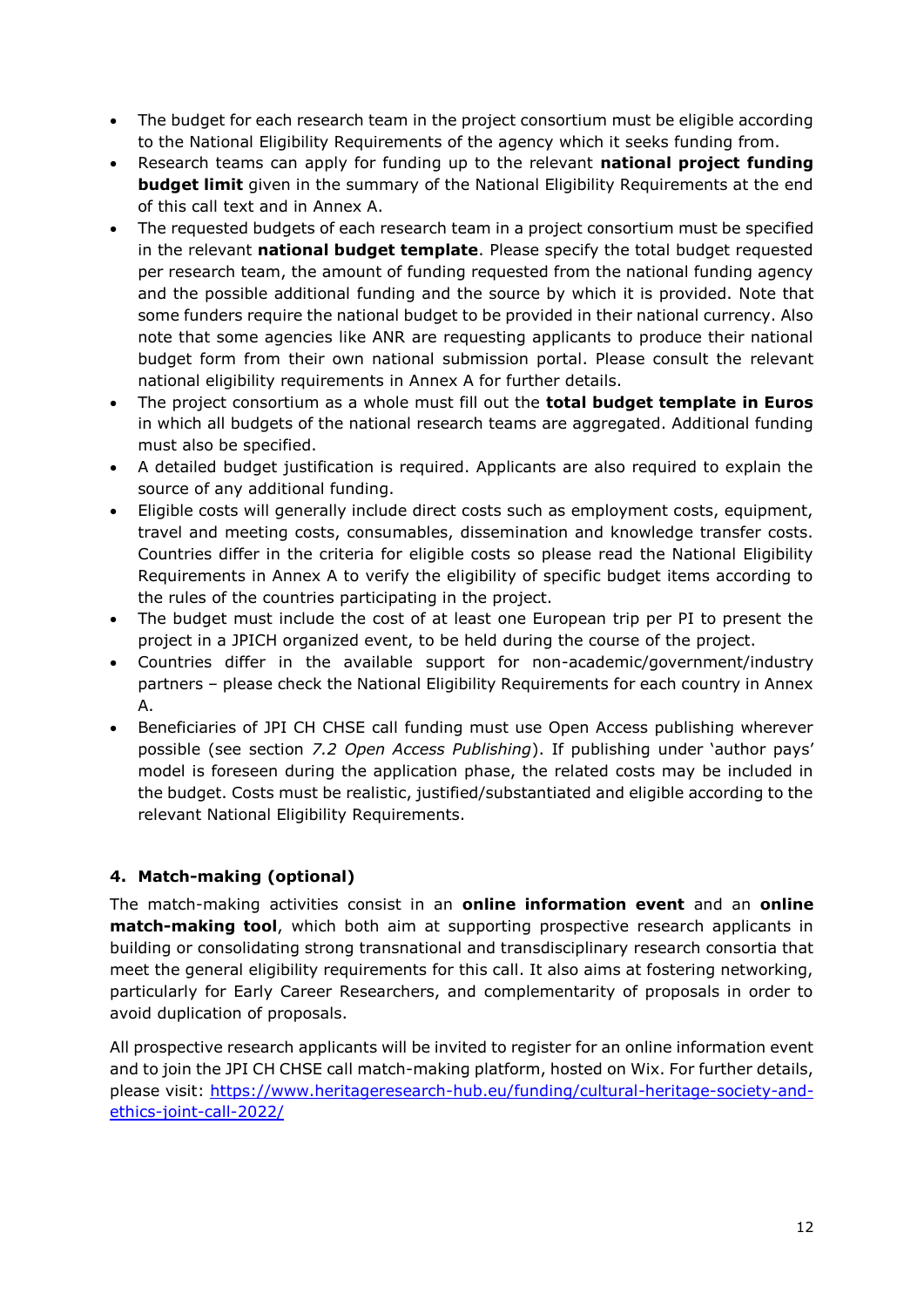- The budget for each research team in the project consortium must be eligible according to the National Eligibility Requirements of the agency which it seeks funding from.
- Research teams can apply for funding up to the relevant **national project funding budget limit** given in the summary of the National Eligibility Requirements at the end of this call text and in Annex A.
- The requested budgets of each research team in a project consortium must be specified in the relevant **national budget template**. Please specify the total budget requested per research team, the amount of funding requested from the national funding agency and the possible additional funding and the source by which it is provided. Note that some funders require the national budget to be provided in their national currency. Also note that some agencies like ANR are requesting applicants to produce their national budget form from their own national submission portal. Please consult the relevant national eligibility requirements in Annex A for further details.
- The project consortium as a whole must fill out the **total budget template in Euros** in which all budgets of the national research teams are aggregated. Additional funding must also be specified.
- A detailed budget justification is required. Applicants are also required to explain the source of any additional funding.
- Eligible costs will generally include direct costs such as employment costs, equipment, travel and meeting costs, consumables, dissemination and knowledge transfer costs. Countries differ in the criteria for eligible costs so please read the National Eligibility Requirements in Annex A to verify the eligibility of specific budget items according to the rules of the countries participating in the project.
- The budget must include the cost of at least one European trip per PI to present the project in a JPICH organized event, to be held during the course of the project.
- Countries differ in the available support for non-academic/government/industry partners – please check the National Eligibility Requirements for each country in Annex A.
- Beneficiaries of JPI CH CHSE call funding must use Open Access publishing wherever possible (see section *7.2 Open Access Publishing*). If publishing under 'author pays' model is foreseen during the application phase, the related costs may be included in the budget. Costs must be realistic, justified/substantiated and eligible according to the relevant National Eligibility Requirements.

## 4. Match-making (optional)

The match-making activities consist in an **online information event** and an **online match-making tool**, which both aim at supporting prospective research applicants in building or consolidating strong transnational and transdisciplinary research consortia that meet the general eligibility requirements for this call. It also aims at fostering networking, particularly for Early Career Researchers, and complementarity of proposals in order to avoid duplication of proposals.

All prospective research applicants will be invited to register for an online information event and to join the JPI CH CHSE call match-making platform, hosted on Wix. For further details, please visit: https://www.heritageresearch-hub.eu/funding/cultural-heritage-society-and-ethics-joint-call-2022/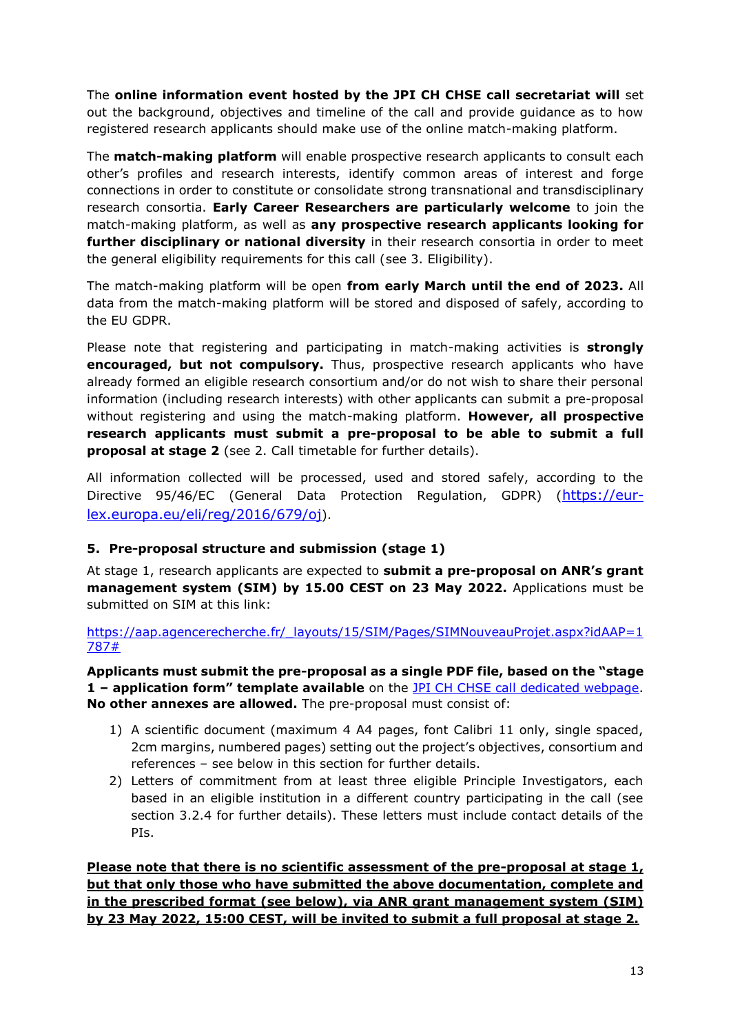The **online information event hosted by the JPI CH CHSE call secretariat will** set out the background, objectives and timeline of the call and provide guidance as to how registered research applicants should make use of the online match-making platform.

The **match-making platform** will enable prospective research applicants to consult each other's profiles and research interests, identify common areas of interest and forge connections in order to constitute or consolidate strong transnational and transdisciplinary research consortia. **Early Career Researchers are particularly welcome** to join the match-making platform, as well as **any prospective research applicants looking for further disciplinary or national diversity** in their research consortia in order to meet the general eligibility requirements for this call (see 3. Eligibility).

The match-making platform will be open **from early March until the end of 2023.** All data from the match-making platform will be stored and disposed of safely, according to the EU GDPR.

Please note that registering and participating in match-making activities is **strongly encouraged, but not compulsory.** Thus, prospective research applicants who have already formed an eligible research consortium and/or do not wish to share their personal information (including research interests) with other applicants can submit a pre-proposal without registering and using the match-making platform. **However, all prospective research applicants must submit a pre-proposal to be able to submit a full proposal at stage 2** (see 2. Call timetable for further details).

All information collected will be processed, used and stored safely, according to the Directive 95/46/EC (General Data Protection Regulation, GDPR) ([https://eur-lex.europa.eu/eli/reg/2016/679/oj](https://eur-lex.europa.eu/eli/reg/2016/679/oj)).

## 5. Pre-proposal structure and submission (stage 1)

At stage 1, research applicants are expected to **submit a pre-proposal on ANR's grant management system (SIM) by 15.00 CEST on 23 May 2022.** Applications must be submitted on SIM at this link:

[https://aap.agencerecherche.fr/_layouts/15/SIM/Pages/SIMNouveauProjet.aspx?idAAP=1787#](https://aap.agencerecherche.fr/_layouts/15/SIM/Pages/SIMNouveauProjet.aspx?idAAP=1787#)

**Applicants must submit the pre-proposal as a single PDF file, based on the "stage 1 – application form" template available** on the [JPI CH CHSE call dedicated webpage](). **No other annexes are allowed.** The pre-proposal must consist of:

1) A scientific document (maximum 4 A4 pages, font Calibri 11 only, single spaced, 2cm margins, numbered pages) setting out the project's objectives, consortium and references – see below in this section for further details.
2) Letters of commitment from at least three eligible Principle Investigators, each based in an eligible institution in a different country participating in the call (see section 3.2.4 for further details). These letters must include contact details of the PIs.

**<u>Please note that there is no scientific assessment of the pre-proposal at stage 1, but that only those who have submitted the above documentation, complete and in the prescribed format (see below), via ANR grant management system (SIM) by 23 May 2022, 15:00 CEST, will be invited to submit a full proposal at stage 2.</u>**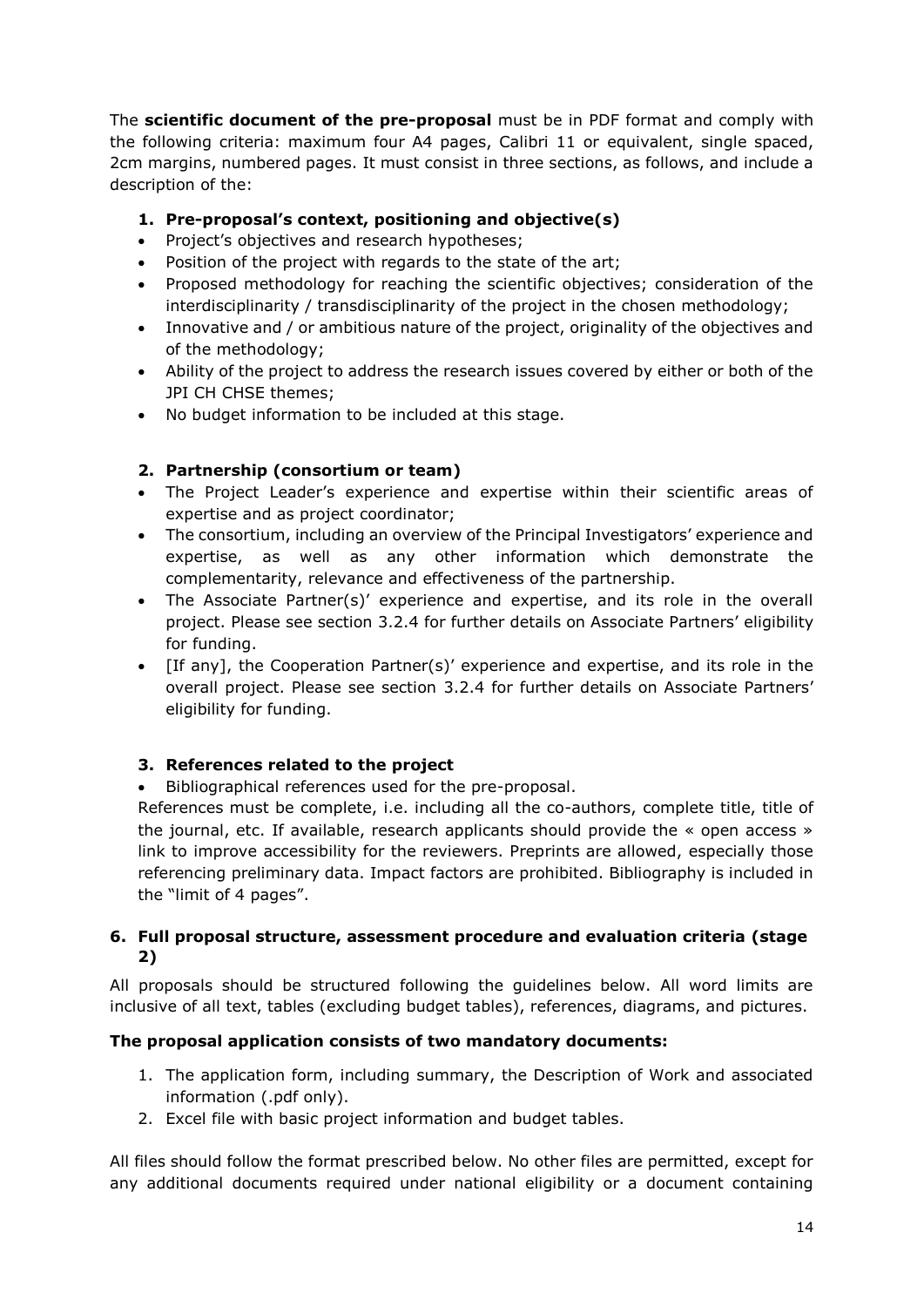The **scientific document of the pre-proposal** must be in PDF format and comply with the following criteria: maximum four A4 pages, Calibri 11 or equivalent, single spaced, 2cm margins, numbered pages. It must consist in three sections, as follows, and include a description of the:

1. **Pre-proposal's context, positioning and objective(s)**

- Project's objectives and research hypotheses;
- Position of the project with regards to the state of the art;
- Proposed methodology for reaching the scientific objectives; consideration of the interdisciplinarity / transdisciplinarity of the project in the chosen methodology;
- Innovative and / or ambitious nature of the project, originality of the objectives and of the methodology;
- Ability of the project to address the research issues covered by either or both of the JPI CH CHSE themes;
- No budget information to be included at this stage.

2. **Partnership (consortium or team)**

- The Project Leader's experience and expertise within their scientific areas of expertise and as project coordinator;
- The consortium, including an overview of the Principal Investigators' experience and expertise, as well as any other information which demonstrate the complementarity, relevance and effectiveness of the partnership.
- The Associate Partner(s)' experience and expertise, and its role in the overall project. Please see section 3.2.4 for further details on Associate Partners' eligibility for funding.
- [If any], the Cooperation Partner(s)' experience and expertise, and its role in the overall project. Please see section 3.2.4 for further details on Associate Partners' eligibility for funding.

3. **References related to the project**

- Bibliographical references used for the pre-proposal.

References must be complete, i.e. including all the co-authors, complete title, title of the journal, etc. If available, research applicants should provide the « open access » link to improve accessibility for the reviewers. Preprints are allowed, especially those referencing preliminary data. Impact factors are prohibited. Bibliography is included in the "limit of 4 pages".

## 6. Full proposal structure, assessment procedure and evaluation criteria (stage 2)

All proposals should be structured following the guidelines below. All word limits are inclusive of all text, tables (excluding budget tables), references, diagrams, and pictures.

**The proposal application consists of two mandatory documents:**

1. The application form, including summary, the Description of Work and associated information (.pdf only).
2. Excel file with basic project information and budget tables.

All files should follow the format prescribed below. No other files are permitted, except for any additional documents required under national eligibility or a document containing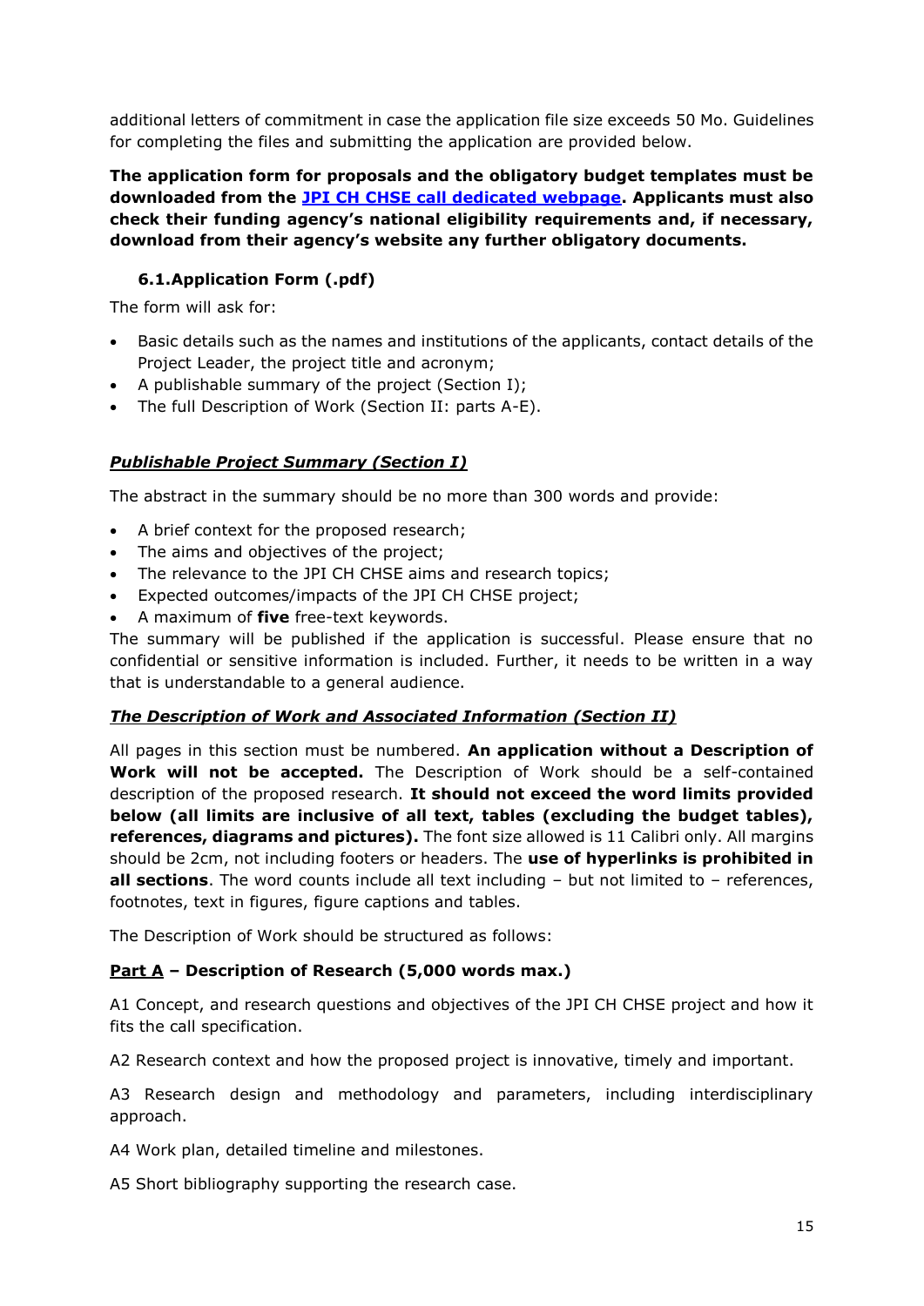additional letters of commitment in case the application file size exceeds 50 Mo. Guidelines for completing the files and submitting the application are provided below.

**The application form for proposals and the obligatory budget templates must be downloaded from the JPI CH CHSE call dedicated webpage. Applicants must also check their funding agency's national eligibility requirements and, if necessary, download from their agency's website any further obligatory documents.**

### 6.1. Application Form (.pdf)

The form will ask for:

- Basic details such as the names and institutions of the applicants, contact details of the Project Leader, the project title and acronym;
- A publishable summary of the project (Section I);
- The full Description of Work (Section II: parts A-E).

***Publishable Project Summary (Section I)***

The abstract in the summary should be no more than 300 words and provide:

- A brief context for the proposed research;
- The aims and objectives of the project;
- The relevance to the JPI CH CHSE aims and research topics;
- Expected outcomes/impacts of the JPI CH CHSE project;
- A maximum of **five** free-text keywords.

The summary will be published if the application is successful. Please ensure that no confidential or sensitive information is included. Further, it needs to be written in a way that is understandable to a general audience.

***The Description of Work and Associated Information (Section II)***

All pages in this section must be numbered. **An application without a Description of Work will not be accepted.** The Description of Work should be a self-contained description of the proposed research. **It should not exceed the word limits provided below (all limits are inclusive of all text, tables (excluding the budget tables), references, diagrams and pictures).** The font size allowed is 11 Calibri only. All margins should be 2cm, not including footers or headers. The **use of hyperlinks is prohibited in all sections**. The word counts include all text including – but not limited to – references, footnotes, text in figures, figure captions and tables.

The Description of Work should be structured as follows:

**Part A – Description of Research (5,000 words max.)**

A1 Concept, and research questions and objectives of the JPI CH CHSE project and how it fits the call specification.

A2 Research context and how the proposed project is innovative, timely and important.

A3 Research design and methodology and parameters, including interdisciplinary approach.

A4 Work plan, detailed timeline and milestones.

A5 Short bibliography supporting the research case.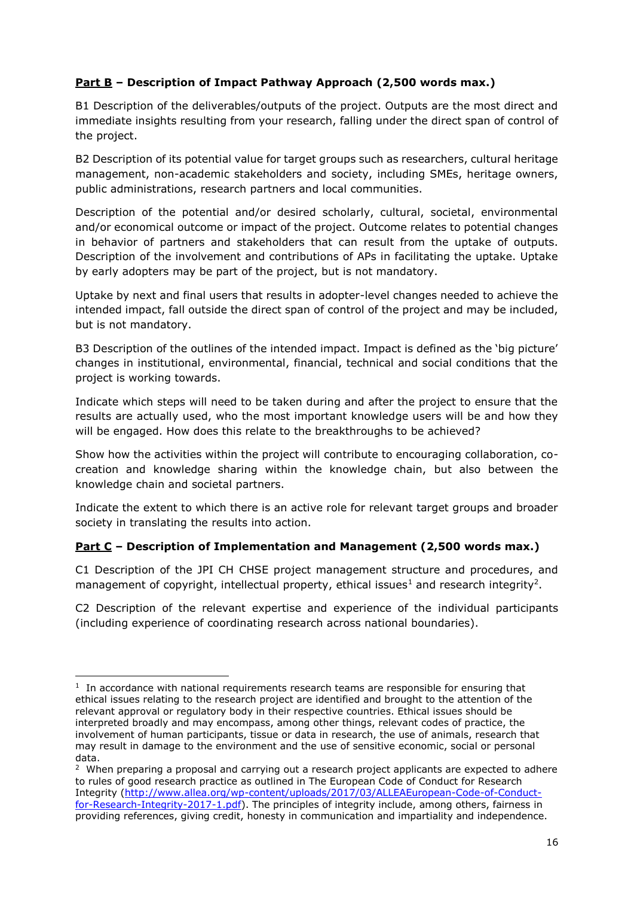**Part B – Description of Impact Pathway Approach (2,500 words max.)**

B1 Description of the deliverables/outputs of the project. Outputs are the most direct and immediate insights resulting from your research, falling under the direct span of control of the project.

B2 Description of its potential value for target groups such as researchers, cultural heritage management, non-academic stakeholders and society, including SMEs, heritage owners, public administrations, research partners and local communities.

Description of the potential and/or desired scholarly, cultural, societal, environmental and/or economical outcome or impact of the project. Outcome relates to potential changes in behavior of partners and stakeholders that can result from the uptake of outputs. Description of the involvement and contributions of APs in facilitating the uptake. Uptake by early adopters may be part of the project, but is not mandatory.

Uptake by next and final users that results in adopter-level changes needed to achieve the intended impact, fall outside the direct span of control of the project and may be included, but is not mandatory.

B3 Description of the outlines of the intended impact. Impact is defined as the 'big picture' changes in institutional, environmental, financial, technical and social conditions that the project is working towards.

Indicate which steps will need to be taken during and after the project to ensure that the results are actually used, who the most important knowledge users will be and how they will be engaged. How does this relate to the breakthroughs to be achieved?

Show how the activities within the project will contribute to encouraging collaboration, co-creation and knowledge sharing within the knowledge chain, but also between the knowledge chain and societal partners.

Indicate the extent to which there is an active role for relevant target groups and broader society in translating the results into action.

**Part C – Description of Implementation and Management (2,500 words max.)**

C1 Description of the JPI CH CHSE project management structure and procedures, and management of copyright, intellectual property, ethical issues[1] and research integrity[2].

C2 Description of the relevant expertise and experience of the individual participants (including experience of coordinating research across national boundaries).

---

[1] In accordance with national requirements research teams are responsible for ensuring that ethical issues relating to the research project are identified and brought to the attention of the relevant approval or regulatory body in their respective countries. Ethical issues should be interpreted broadly and may encompass, among other things, relevant codes of practice, the involvement of human participants, tissue or data in research, the use of animals, research that may result in damage to the environment and the use of sensitive economic, social or personal data.

[2] When preparing a proposal and carrying out a research project applicants are expected to adhere to rules of good research practice as outlined in The European Code of Conduct for Research Integrity (http://www.allea.org/wp-content/uploads/2017/03/ALLEAEuropean-Code-of-Conduct-for-Research-Integrity-2017-1.pdf). The principles of integrity include, among others, fairness in providing references, giving credit, honesty in communication and impartiality and independence.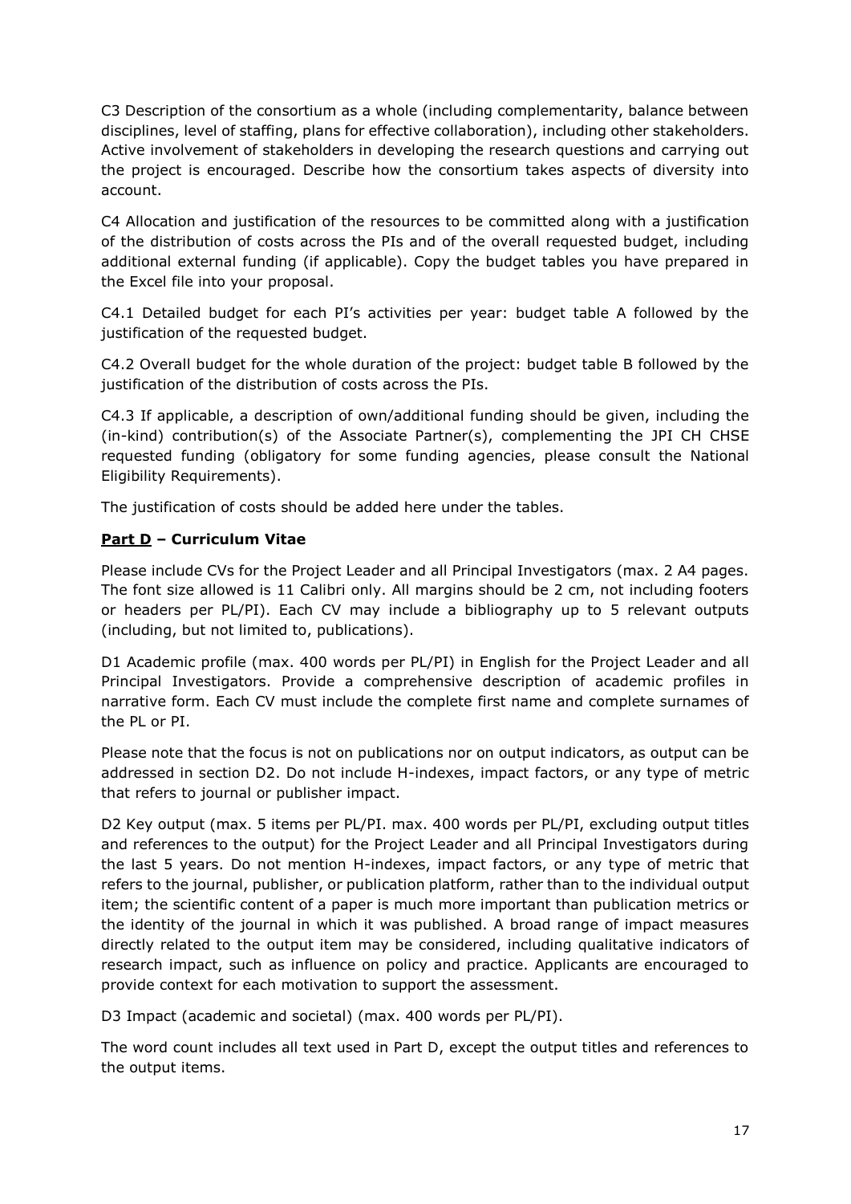C3 Description of the consortium as a whole (including complementarity, balance between disciplines, level of staffing, plans for effective collaboration), including other stakeholders. Active involvement of stakeholders in developing the research questions and carrying out the project is encouraged. Describe how the consortium takes aspects of diversity into account.

C4 Allocation and justification of the resources to be committed along with a justification of the distribution of costs across the PIs and of the overall requested budget, including additional external funding (if applicable). Copy the budget tables you have prepared in the Excel file into your proposal.

C4.1 Detailed budget for each PI's activities per year: budget table A followed by the justification of the requested budget.

C4.2 Overall budget for the whole duration of the project: budget table B followed by the justification of the distribution of costs across the PIs.

C4.3 If applicable, a description of own/additional funding should be given, including the (in-kind) contribution(s) of the Associate Partner(s), complementing the JPI CH CHSE requested funding (obligatory for some funding agencies, please consult the National Eligibility Requirements).

The justification of costs should be added here under the tables.

## Part D – Curriculum Vitae

Please include CVs for the Project Leader and all Principal Investigators (max. 2 A4 pages. The font size allowed is 11 Calibri only. All margins should be 2 cm, not including footers or headers per PL/PI). Each CV may include a bibliography up to 5 relevant outputs (including, but not limited to, publications).

D1 Academic profile (max. 400 words per PL/PI) in English for the Project Leader and all Principal Investigators. Provide a comprehensive description of academic profiles in narrative form. Each CV must include the complete first name and complete surnames of the PL or PI.

Please note that the focus is not on publications nor on output indicators, as output can be addressed in section D2. Do not include H-indexes, impact factors, or any type of metric that refers to journal or publisher impact.

D2 Key output (max. 5 items per PL/PI. max. 400 words per PL/PI, excluding output titles and references to the output) for the Project Leader and all Principal Investigators during the last 5 years. Do not mention H-indexes, impact factors, or any type of metric that refers to the journal, publisher, or publication platform, rather than to the individual output item; the scientific content of a paper is much more important than publication metrics or the identity of the journal in which it was published. A broad range of impact measures directly related to the output item may be considered, including qualitative indicators of research impact, such as influence on policy and practice. Applicants are encouraged to provide context for each motivation to support the assessment.

D3 Impact (academic and societal) (max. 400 words per PL/PI).

The word count includes all text used in Part D, except the output titles and references to the output items.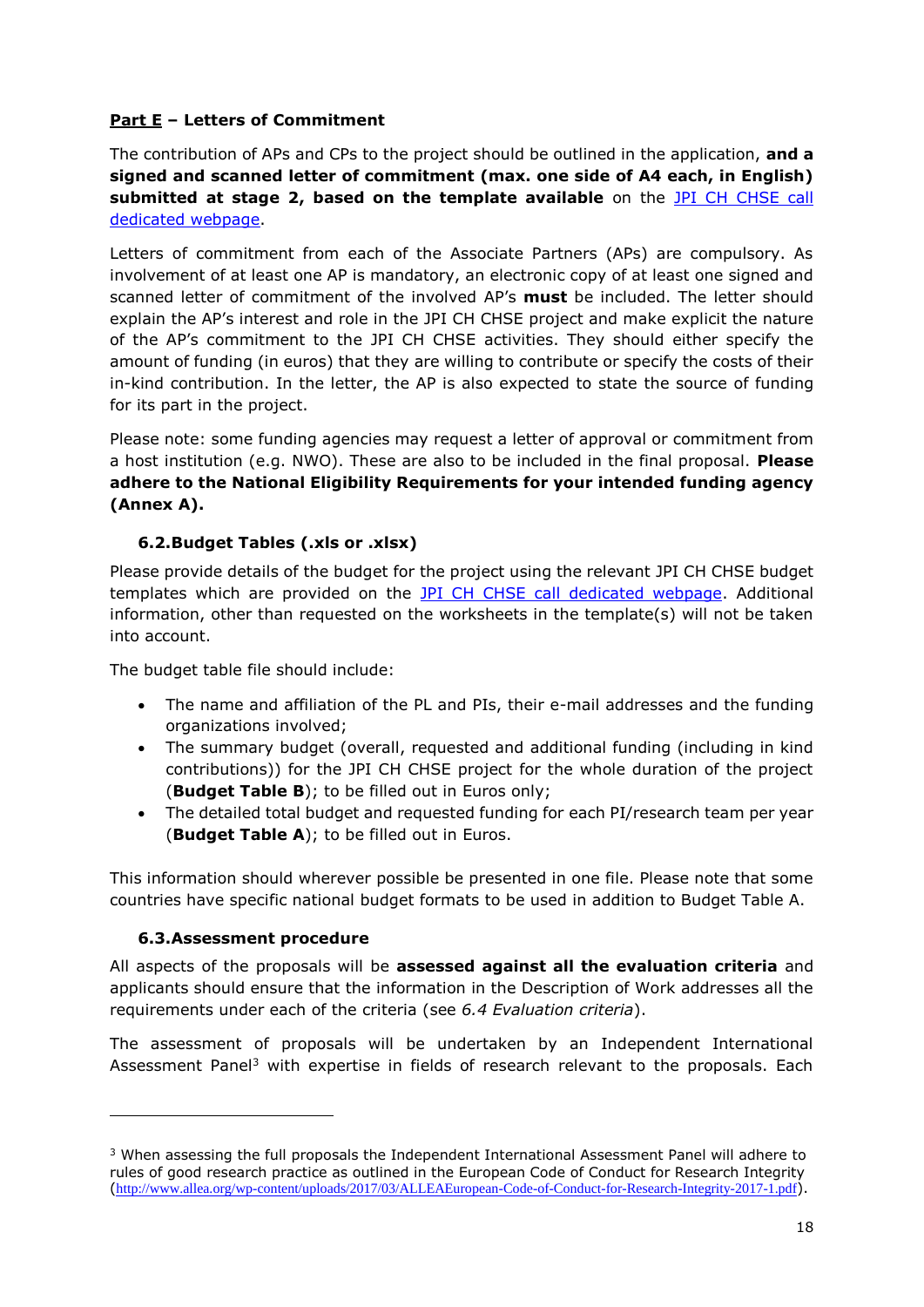**<u>Part E</u> – Letters of Commitment**

The contribution of APs and CPs to the project should be outlined in the application, **and a signed and scanned letter of commitment (max. one side of A4 each, in English) submitted at stage 2, based on the template available** on the [JPI CH CHSE call dedicated webpage](JPI CH CHSE call dedicated webpage).

Letters of commitment from each of the Associate Partners (APs) are compulsory. As involvement of at least one AP is mandatory, an electronic copy of at least one signed and scanned letter of commitment of the involved AP's **must** be included. The letter should explain the AP's interest and role in the JPI CH CHSE project and make explicit the nature of the AP's commitment to the JPI CH CHSE activities. They should either specify the amount of funding (in euros) that they are willing to contribute or specify the costs of their in-kind contribution. In the letter, the AP is also expected to state the source of funding for its part in the project.

Please note: some funding agencies may request a letter of approval or commitment from a host institution (e.g. NWO). These are also to be included in the final proposal. **Please adhere to the National Eligibility Requirements for your intended funding agency (Annex A).**

### 6.2.Budget Tables (.xls or .xlsx)

Please provide details of the budget for the project using the relevant JPI CH CHSE budget templates which are provided on the [JPI CH CHSE call dedicated webpage](JPI CH CHSE call dedicated webpage). Additional information, other than requested on the worksheets in the template(s) will not be taken into account.

The budget table file should include:

- The name and affiliation of the PL and PIs, their e-mail addresses and the funding organizations involved;
- The summary budget (overall, requested and additional funding (including in kind contributions)) for the JPI CH CHSE project for the whole duration of the project (**Budget Table B**); to be filled out in Euros only;
- The detailed total budget and requested funding for each PI/research team per year (**Budget Table A**); to be filled out in Euros.

This information should wherever possible be presented in one file. Please note that some countries have specific national budget formats to be used in addition to Budget Table A.

### 6.3.Assessment procedure

All aspects of the proposals will be **assessed against all the evaluation criteria** and applicants should ensure that the information in the Description of Work addresses all the requirements under each of the criteria (see *6.4 Evaluation criteria*).

The assessment of proposals will be undertaken by an Independent International Assessment Panel[3] with expertise in fields of research relevant to the proposals. Each

---

[3] When assessing the full proposals the Independent International Assessment Panel will adhere to rules of good research practice as outlined in the European Code of Conduct for Research Integrity (http://www.allea.org/wp-content/uploads/2017/03/ALLEAEuropean-Code-of-Conduct-for-Research-Integrity-2017-1.pdf).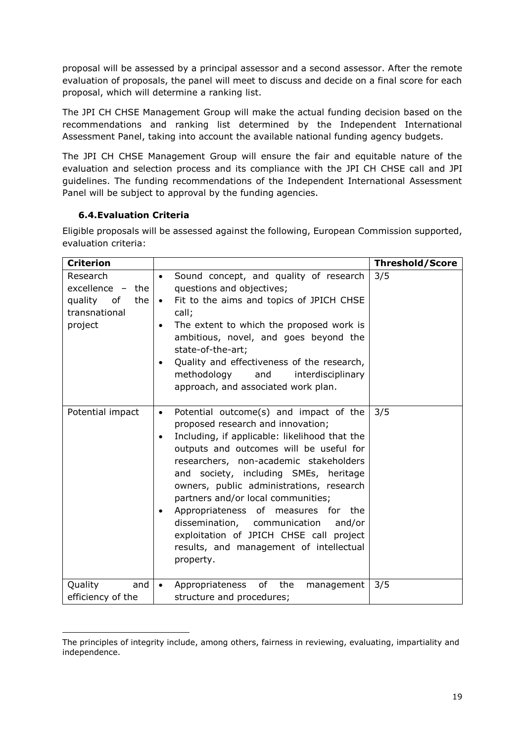proposal will be assessed by a principal assessor and a second assessor. After the remote evaluation of proposals, the panel will meet to discuss and decide on a final score for each proposal, which will determine a ranking list.

The JPI CH CHSE Management Group will make the actual funding decision based on the recommendations and ranking list determined by the Independent International Assessment Panel, taking into account the available national funding agency budgets.

The JPI CH CHSE Management Group will ensure the fair and equitable nature of the evaluation and selection process and its compliance with the JPI CH CHSE call and JPI guidelines. The funding recommendations of the Independent International Assessment Panel will be subject to approval by the funding agencies.

### 6.4. Evaluation Criteria

Eligible proposals will be assessed against the following, European Commission supported, evaluation criteria:

| Criterion | | Threshold/Score |
|---|---|---|
| Research excellence – the quality of the transnational project | • Sound concept, and quality of research questions and objectives;<br>• Fit to the aims and topics of JPICH CHSE call;<br>• The extent to which the proposed work is ambitious, novel, and goes beyond the state-of-the-art;<br>• Quality and effectiveness of the research, methodology and interdisciplinary approach, and associated work plan. | 3/5 |
| Potential impact | • Potential outcome(s) and impact of the proposed research and innovation;<br>• Including, if applicable: likelihood that the outputs and outcomes will be useful for researchers, non-academic stakeholders and society, including SMEs, heritage owners, public administrations, research partners and/or local communities;<br>• Appropriateness of measures for the dissemination, communication and/or exploitation of JPICH CHSE call project results, and management of intellectual property. | 3/5 |
| Quality and efficiency of the | • Appropriateness of the management structure and procedures; | 3/5 |

The principles of integrity include, among others, fairness in reviewing, evaluating, impartiality and independence.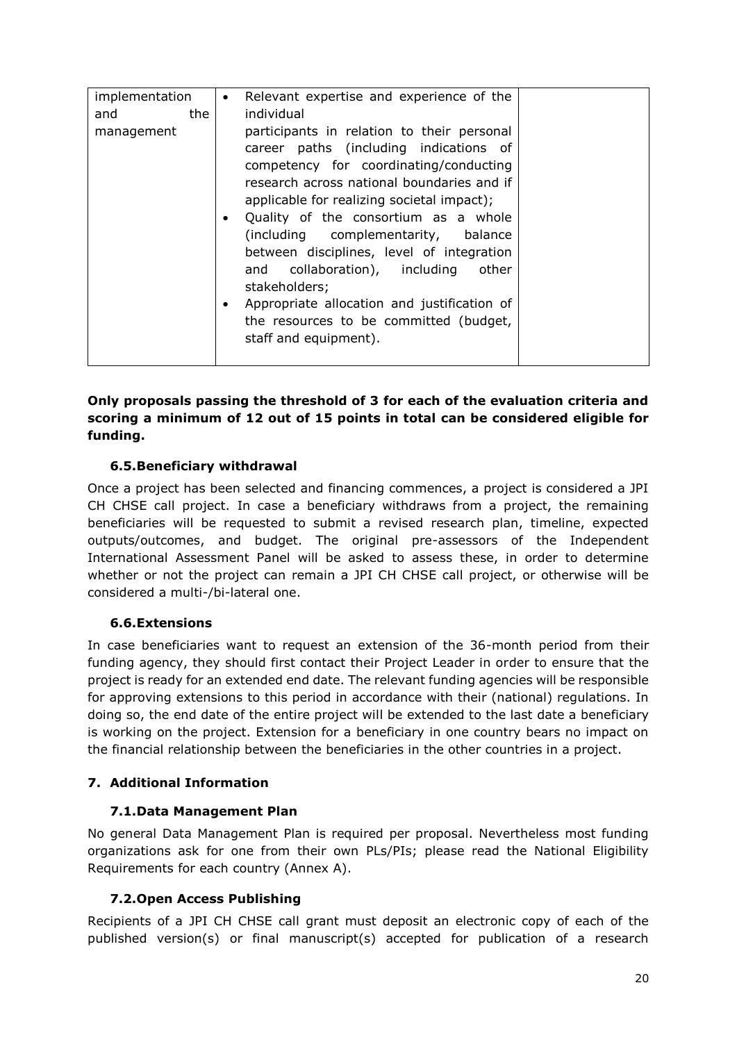| implementation and the management | • Relevant expertise and experience of the individual participants in relation to their personal career paths (including indications of competency for coordinating/conducting research across national boundaries and if applicable for realizing societal impact);<br>• Quality of the consortium as a whole (including complementarity, balance between disciplines, level of integration and collaboration), including other stakeholders;<br>• Appropriate allocation and justification of the resources to be committed (budget, staff and equipment). | |
|---|---|---|

**Only proposals passing the threshold of 3 for each of the evaluation criteria and scoring a minimum of 12 out of 15 points in total can be considered eligible for funding.**

### 6.5. Beneficiary withdrawal

Once a project has been selected and financing commences, a project is considered a JPI CH CHSE call project. In case a beneficiary withdraws from a project, the remaining beneficiaries will be requested to submit a revised research plan, timeline, expected outputs/outcomes, and budget. The original pre-assessors of the Independent International Assessment Panel will be asked to assess these, in order to determine whether or not the project can remain a JPI CH CHSE call project, or otherwise will be considered a multi-/bi-lateral one.

### 6.6. Extensions

In case beneficiaries want to request an extension of the 36-month period from their funding agency, they should first contact their Project Leader in order to ensure that the project is ready for an extended end date. The relevant funding agencies will be responsible for approving extensions to this period in accordance with their (national) regulations. In doing so, the end date of the entire project will be extended to the last date a beneficiary is working on the project. Extension for a beneficiary in one country bears no impact on the financial relationship between the beneficiaries in the other countries in a project.

## 7. Additional Information

### 7.1. Data Management Plan

No general Data Management Plan is required per proposal. Nevertheless most funding organizations ask for one from their own PLs/PIs; please read the National Eligibility Requirements for each country (Annex A).

### 7.2. Open Access Publishing

Recipients of a JPI CH CHSE call grant must deposit an electronic copy of each of the published version(s) or final manuscript(s) accepted for publication of a research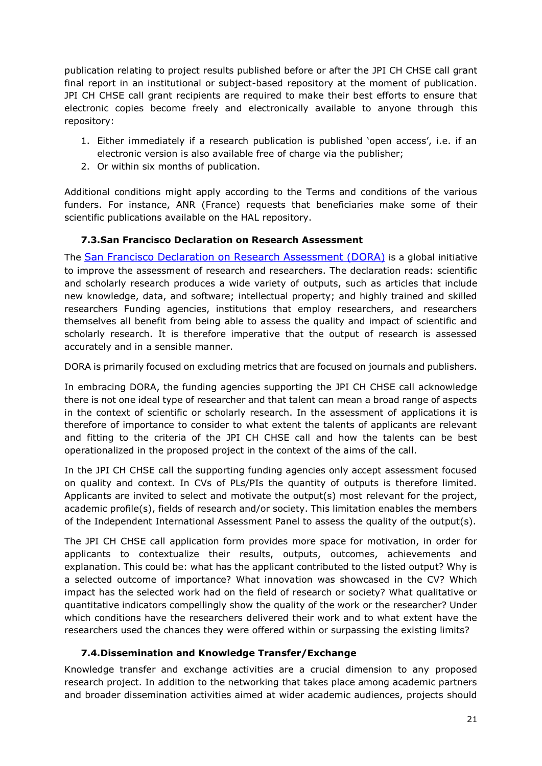publication relating to project results published before or after the JPI CH CHSE call grant final report in an institutional or subject-based repository at the moment of publication. JPI CH CHSE call grant recipients are required to make their best efforts to ensure that electronic copies become freely and electronically available to anyone through this repository:

1. Either immediately if a research publication is published 'open access', i.e. if an electronic version is also available free of charge via the publisher;
2. Or within six months of publication.

Additional conditions might apply according to the Terms and conditions of the various funders. For instance, ANR (France) requests that beneficiaries make some of their scientific publications available on the HAL repository.

### 7.3. San Francisco Declaration on Research Assessment

The [San Francisco Declaration on Research Assessment (DORA)](https://sfdora.org/) is a global initiative to improve the assessment of research and researchers. The declaration reads: scientific and scholarly research produces a wide variety of outputs, such as articles that include new knowledge, data, and software; intellectual property; and highly trained and skilled researchers Funding agencies, institutions that employ researchers, and researchers themselves all benefit from being able to assess the quality and impact of scientific and scholarly research. It is therefore imperative that the output of research is assessed accurately and in a sensible manner.

DORA is primarily focused on excluding metrics that are focused on journals and publishers.

In embracing DORA, the funding agencies supporting the JPI CH CHSE call acknowledge there is not one ideal type of researcher and that talent can mean a broad range of aspects in the context of scientific or scholarly research. In the assessment of applications it is therefore of importance to consider to what extent the talents of applicants are relevant and fitting to the criteria of the JPI CH CHSE call and how the talents can be best operationalized in the proposed project in the context of the aims of the call.

In the JPI CH CHSE call the supporting funding agencies only accept assessment focused on quality and context. In CVs of PLs/PIs the quantity of outputs is therefore limited. Applicants are invited to select and motivate the output(s) most relevant for the project, academic profile(s), fields of research and/or society. This limitation enables the members of the Independent International Assessment Panel to assess the quality of the output(s).

The JPI CH CHSE call application form provides more space for motivation, in order for applicants to contextualize their results, outputs, outcomes, achievements and explanation. This could be: what has the applicant contributed to the listed output? Why is a selected outcome of importance? What innovation was showcased in the CV? Which impact has the selected work had on the field of research or society? What qualitative or quantitative indicators compellingly show the quality of the work or the researcher? Under which conditions have the researchers delivered their work and to what extent have the researchers used the chances they were offered within or surpassing the existing limits?

### 7.4. Dissemination and Knowledge Transfer/Exchange

Knowledge transfer and exchange activities are a crucial dimension to any proposed research project. In addition to the networking that takes place among academic partners and broader dissemination activities aimed at wider academic audiences, projects should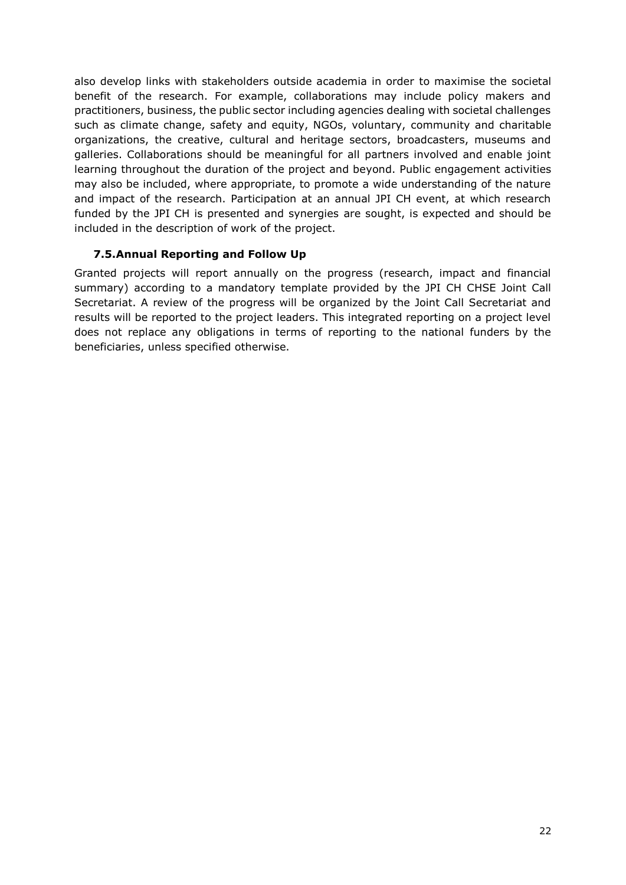also develop links with stakeholders outside academia in order to maximise the societal benefit of the research. For example, collaborations may include policy makers and practitioners, business, the public sector including agencies dealing with societal challenges such as climate change, safety and equity, NGOs, voluntary, community and charitable organizations, the creative, cultural and heritage sectors, broadcasters, museums and galleries. Collaborations should be meaningful for all partners involved and enable joint learning throughout the duration of the project and beyond. Public engagement activities may also be included, where appropriate, to promote a wide understanding of the nature and impact of the research. Participation at an annual JPI CH event, at which research funded by the JPI CH is presented and synergies are sought, is expected and should be included in the description of work of the project.

### 7.5. Annual Reporting and Follow Up

Granted projects will report annually on the progress (research, impact and financial summary) according to a mandatory template provided by the JPI CH CHSE Joint Call Secretariat. A review of the progress will be organized by the Joint Call Secretariat and results will be reported to the project leaders. This integrated reporting on a project level does not replace any obligations in terms of reporting to the national funders by the beneficiaries, unless specified otherwise.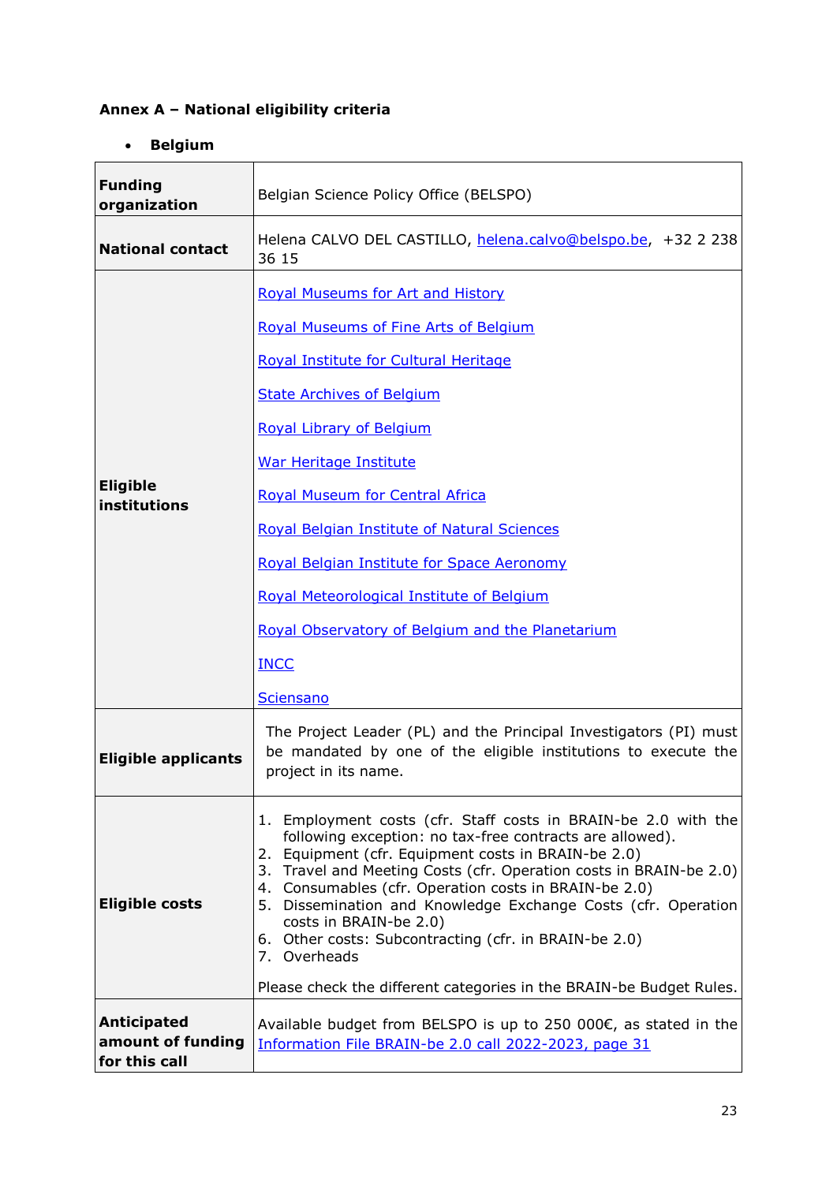**Annex A – National eligibility criteria**

- **Belgium**

| | |
|---|---|
| **Funding organization** | Belgian Science Policy Office (BELSPO) |
| **National contact** | Helena CALVO DEL CASTILLO, helena.calvo@belspo.be, +32 2 238 36 15 |
| **Eligible institutions** | Royal Museums for Art and History<br><br>Royal Museums of Fine Arts of Belgium<br><br>Royal Institute for Cultural Heritage<br><br>State Archives of Belgium<br><br>Royal Library of Belgium<br><br>War Heritage Institute<br><br>Royal Museum for Central Africa<br><br>Royal Belgian Institute of Natural Sciences<br><br>Royal Belgian Institute for Space Aeronomy<br><br>Royal Meteorological Institute of Belgium<br><br>Royal Observatory of Belgium and the Planetarium<br><br>INCC<br><br>Sciensano |
| **Eligible applicants** | The Project Leader (PL) and the Principal Investigators (PI) must be mandated by one of the eligible institutions to execute the project in its name. |
| **Eligible costs** | 1. Employment costs (cfr. Staff costs in BRAIN-be 2.0 with the following exception: no tax-free contracts are allowed).<br>2. Equipment (cfr. Equipment costs in BRAIN-be 2.0)<br>3. Travel and Meeting Costs (cfr. Operation costs in BRAIN-be 2.0)<br>4. Consumables (cfr. Operation costs in BRAIN-be 2.0)<br>5. Dissemination and Knowledge Exchange Costs (cfr. Operation costs in BRAIN-be 2.0)<br>6. Other costs: Subcontracting (cfr. in BRAIN-be 2.0)<br>7. Overheads<br><br>Please check the different categories in the BRAIN-be Budget Rules. |
| **Anticipated amount of funding for this call** | Available budget from BELSPO is up to 250 000€, as stated in the Information File BRAIN-be 2.0 call 2022-2023, page 31 |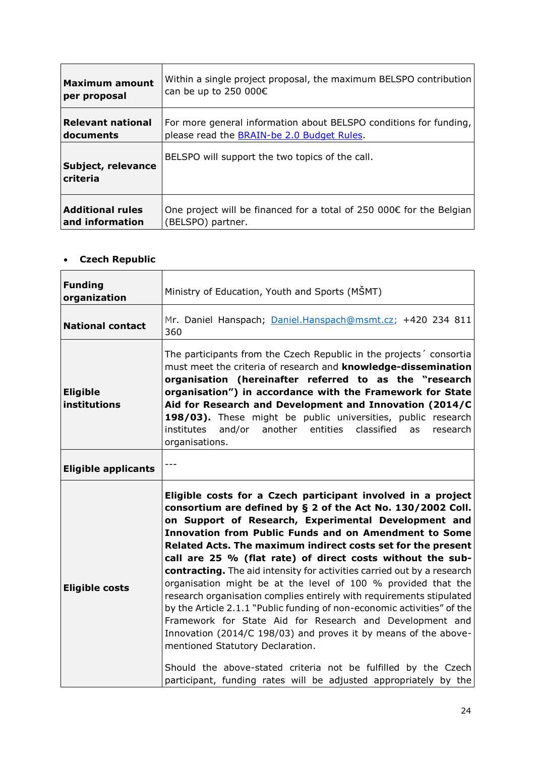| | |
|---|---|
| **Maximum amount per proposal** | Within a single project proposal, the maximum BELSPO contribution can be up to 250 000€ |
| **Relevant national documents** | For more general information about BELSPO conditions for funding, please read the BRAIN-be 2.0 Budget Rules. |
| **Subject, relevance criteria** | BELSPO will support the two topics of the call. |
| **Additional rules and information** | One project will be financed for a total of 250 000€ for the Belgian (BELSPO) partner. |

- **Czech Republic**

| | |
|---|---|
| **Funding organization** | Ministry of Education, Youth and Sports (MŠMT) |
| **National contact** | Mr. Daniel Hanspach; Daniel.Hanspach@msmt.cz; +420 234 811 360 |
| **Eligible institutions** | The participants from the Czech Republic in the projects´ consortia must meet the criteria of research and **knowledge-dissemination organisation (hereinafter referred to as the "research organisation") in accordance with the Framework for State Aid for Research and Development and Innovation (2014/C 198/03).** These might be public universities, public research institutes and/or another entities classified as research organisations. |
| **Eligible applicants** | --- |
| **Eligible costs** | **Eligible costs for a Czech participant involved in a project consortium are defined by § 2 of the Act No. 130/2002 Coll. on Support of Research, Experimental Development and Innovation from Public Funds and on Amendment to Some Related Acts. The maximum indirect costs set for the present call are 25 % (flat rate) of direct costs without the sub-contracting.** The aid intensity for activities carried out by a research organisation might be at the level of 100 % provided that the research organisation complies entirely with requirements stipulated by the Article 2.1.1 "Public funding of non-economic activities" of the Framework for State Aid for Research and Development and Innovation (2014/C 198/03) and proves it by means of the above-mentioned Statutory Declaration.<br><br>Should the above-stated criteria not be fulfilled by the Czech participant, funding rates will be adjusted appropriately by the |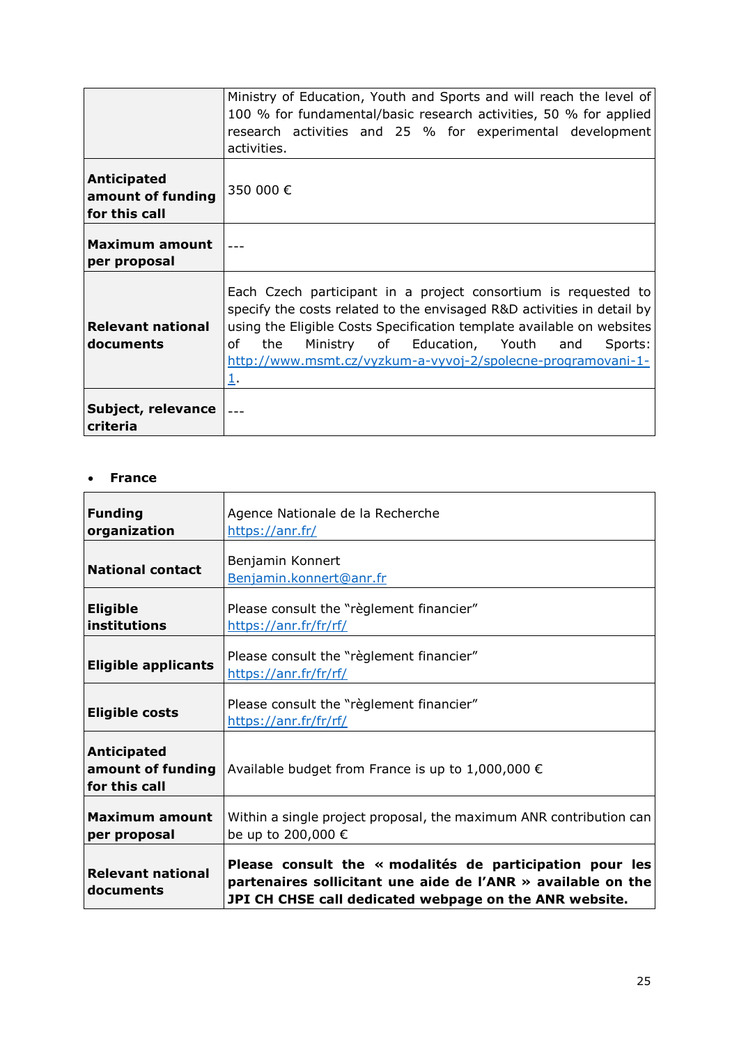|  |  |
|---|---|
|  | Ministry of Education, Youth and Sports and will reach the level of 100 % for fundamental/basic research activities, 50 % for applied research activities and 25 % for experimental development activities. |
| **Anticipated amount of funding for this call** | 350 000 € |
| **Maximum amount per proposal** | --- |
| **Relevant national documents** | Each Czech participant in a project consortium is requested to specify the costs related to the envisaged R&D activities in detail by using the Eligible Costs Specification template available on websites of the Ministry of Education, Youth and Sports: http://www.msmt.cz/vyzkum-a-vyvoj-2/spolecne-programovani-1-1. |
| **Subject, relevance criteria** | --- |

- **France**

| **Funding organization** | Agence Nationale de la Recherche https://anr.fr/ |
|---|---|
| **National contact** | Benjamin Konnert Benjamin.konnert@anr.fr |
| **Eligible institutions** | Please consult the "règlement financier" https://anr.fr/fr/rf/ |
| **Eligible applicants** | Please consult the "règlement financier" https://anr.fr/fr/rf/ |
| **Eligible costs** | Please consult the "règlement financier" https://anr.fr/fr/rf/ |
| **Anticipated amount of funding for this call** | Available budget from France is up to 1,000,000 € |
| **Maximum amount per proposal** | Within a single project proposal, the maximum ANR contribution can be up to 200,000 € |
| **Relevant national documents** | **Please consult the « modalités de participation pour les partenaires sollicitant une aide de l'ANR » available on the JPI CH CHSE call dedicated webpage on the ANR website.** |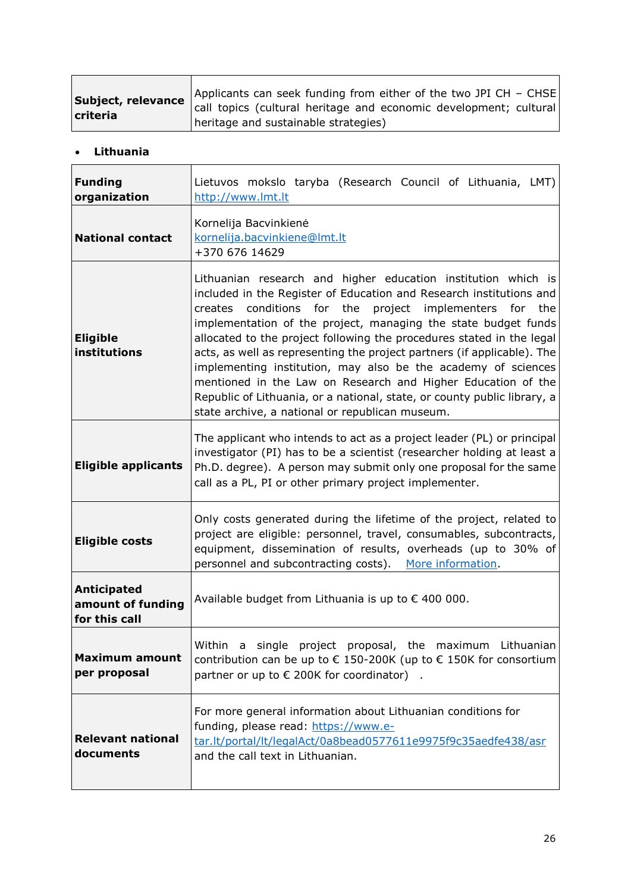| | |
|---|---|
| **Subject, relevance criteria** | Applicants can seek funding from either of the two JPI CH – CHSE call topics (cultural heritage and economic development; cultural heritage and sustainable strategies) |

- **Lithuania**

| | |
|---|---|
| **Funding organization** | Lietuvos mokslo taryba (Research Council of Lithuania, LMT) http://www.lmt.lt |
| **National contact** | Kornelija Bacvinkienė<br>kornelija.bacvinkiene@lmt.lt<br>+370 676 14629 |
| **Eligible institutions** | Lithuanian research and higher education institution which is included in the Register of Education and Research institutions and creates conditions for the project implementers for the implementation of the project, managing the state budget funds allocated to the project following the procedures stated in the legal acts, as well as representing the project partners (if applicable). The implementing institution, may also be the academy of sciences mentioned in the Law on Research and Higher Education of the Republic of Lithuania, or a national, state, or county public library, a state archive, a national or republican museum. |
| **Eligible applicants** | The applicant who intends to act as a project leader (PL) or principal investigator (PI) has to be a scientist (researcher holding at least a Ph.D. degree). A person may submit only one proposal for the same call as a PL, PI or other primary project implementer. |
| **Eligible costs** | Only costs generated during the lifetime of the project, related to project are eligible: personnel, travel, consumables, subcontracts, equipment, dissemination of results, overheads (up to 30% of personnel and subcontracting costs). More information. |
| **Anticipated amount of funding for this call** | Available budget from Lithuania is up to € 400 000. |
| **Maximum amount per proposal** | Within a single project proposal, the maximum Lithuanian contribution can be up to € 150-200K (up to € 150K for consortium partner or up to € 200K for coordinator) . |
| **Relevant national documents** | For more general information about Lithuanian conditions for funding, please read: https://www.e-tar.lt/portal/lt/legalAct/0a8bead0577611e9975f9c35aedfe438/asr and the call text in Lithuanian. |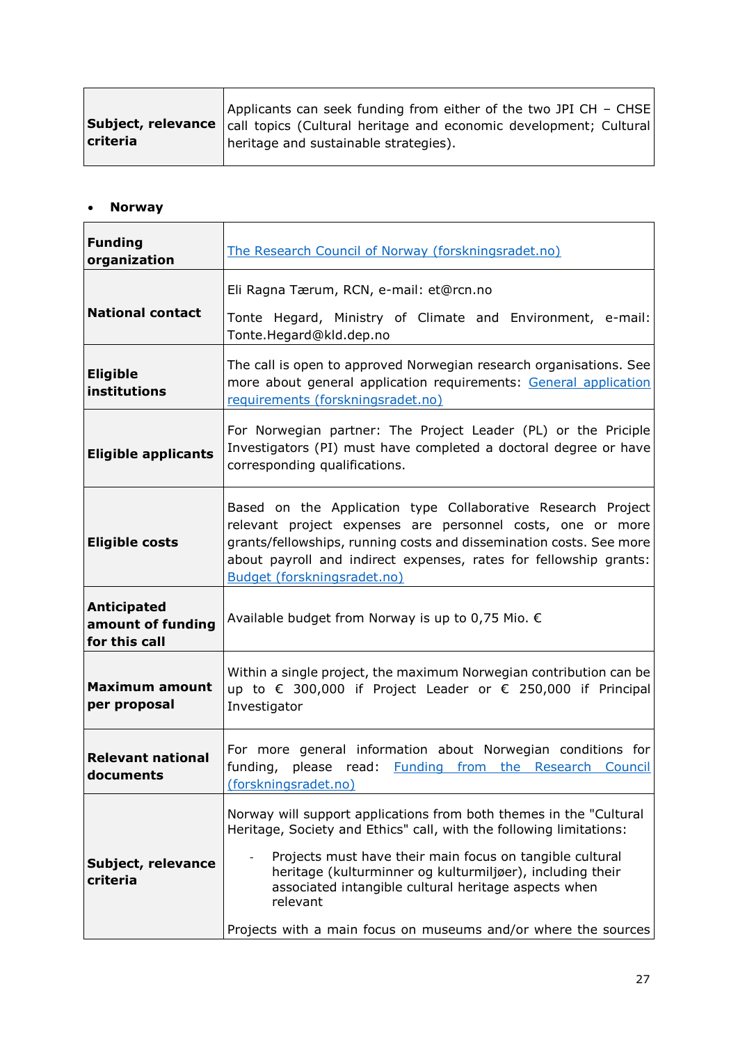| | |
|---|---|
| **Subject, relevance criteria** | Applicants can seek funding from either of the two JPI CH – CHSE call topics (Cultural heritage and economic development; Cultural heritage and sustainable strategies). |

- **Norway**

| | |
|---|---|
| **Funding organization** | [The Research Council of Norway (forskningsradet.no)](#) |
| **National contact** | Eli Ragna Tærum, RCN, e-mail: et@rcn.no<br><br>Tonte Hegard, Ministry of Climate and Environment, e-mail: Tonte.Hegard@kld.dep.no |
| **Eligible institutions** | The call is open to approved Norwegian research organisations. See more about general application requirements: [General application requirements (forskningsradet.no)](#) |
| **Eligible applicants** | For Norwegian partner: The Project Leader (PL) or the Priciple Investigators (PI) must have completed a doctoral degree or have corresponding qualifications. |
| **Eligible costs** | Based on the Application type Collaborative Research Project relevant project expenses are personnel costs, one or more grants/fellowships, running costs and dissemination costs. See more about payroll and indirect expenses, rates for fellowship grants: [Budget (forskningsradet.no)](#) |
| **Anticipated amount of funding for this call** | Available budget from Norway is up to 0,75 Mio. € |
| **Maximum amount per proposal** | Within a single project, the maximum Norwegian contribution can be up to € 300,000 if Project Leader or € 250,000 if Principal Investigator |
| **Relevant national documents** | For more general information about Norwegian conditions for funding, please read: [Funding from the Research Council (forskningsradet.no)](#) |
| **Subject, relevance criteria** | Norway will support applications from both themes in the "Cultural Heritage, Society and Ethics" call, with the following limitations:<br><br>- Projects must have their main focus on tangible cultural heritage (kulturminner og kulturmiljøer), including their associated intangible cultural heritage aspects when relevant<br><br>Projects with a main focus on museums and/or where the sources |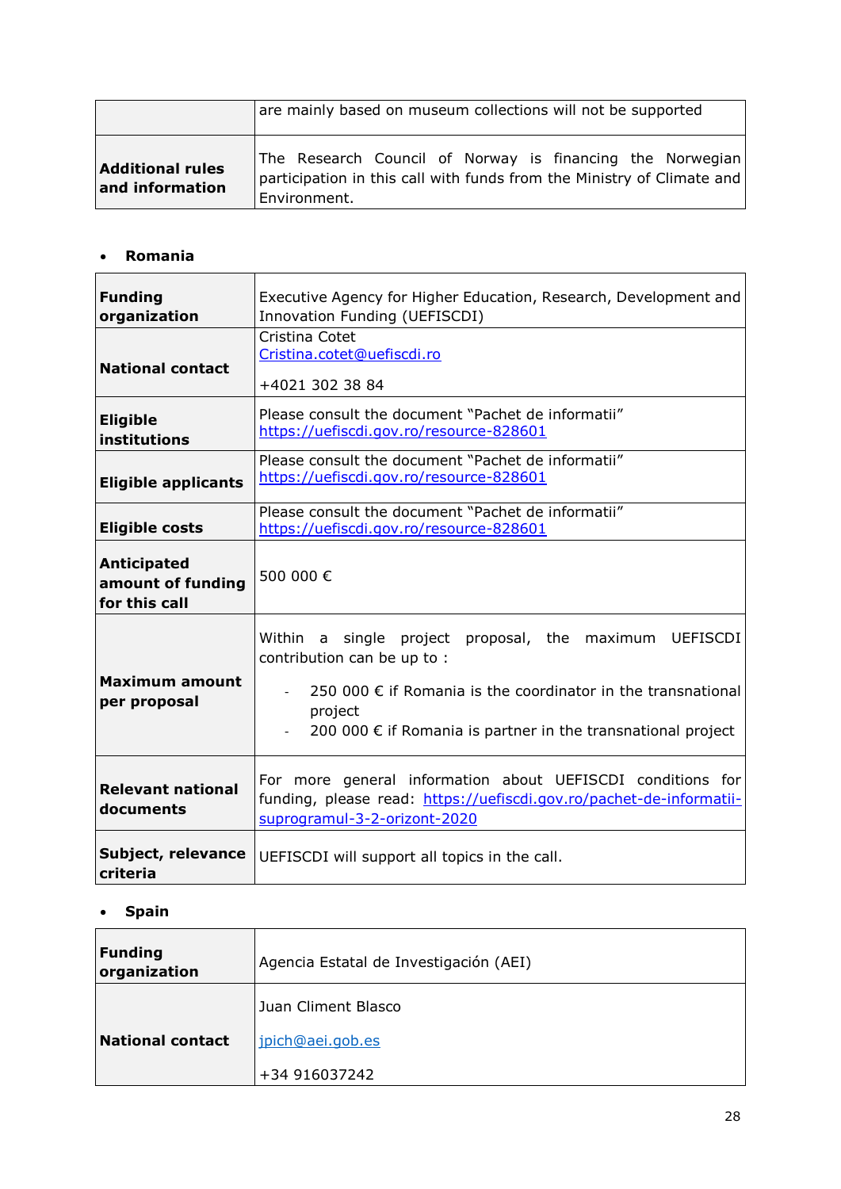|  |  |
|---|---|
|  | are mainly based on museum collections will not be supported |
| **Additional rules and information** | The Research Council of Norway is financing the Norwegian participation in this call with funds from the Ministry of Climate and Environment. |

- **Romania**

|  |  |
|---|---|
| **Funding organization** | Executive Agency for Higher Education, Research, Development and Innovation Funding (UEFISCDI) |
| **National contact** | Cristina Cotet<br>Cristina.cotet@uefiscdi.ro<br><br>+4021 302 38 84 |
| **Eligible institutions** | Please consult the document "Pachet de informatii" https://uefiscdi.gov.ro/resource-828601 |
| **Eligible applicants** | Please consult the document "Pachet de informatii" https://uefiscdi.gov.ro/resource-828601 |
| **Eligible costs** | Please consult the document "Pachet de informatii" https://uefiscdi.gov.ro/resource-828601 |
| **Anticipated amount of funding for this call** | 500 000 € |
| **Maximum amount per proposal** | Within a single project proposal, the maximum UEFISCDI contribution can be up to :<br>- 250 000 € if Romania is the coordinator in the transnational project<br>- 200 000 € if Romania is partner in the transnational project |
| **Relevant national documents** | For more general information about UEFISCDI conditions for funding, please read: https://uefiscdi.gov.ro/pachet-de-informatii-suprogramul-3-2-orizont-2020 |
| **Subject, relevance criteria** | UEFISCDI will support all topics in the call. |

- **Spain**

|  |  |
|---|---|
| **Funding organization** | Agencia Estatal de Investigación (AEI) |
| **National contact** | Juan Climent Blasco<br><br>jpich@aei.gob.es<br><br>+34 916037242 |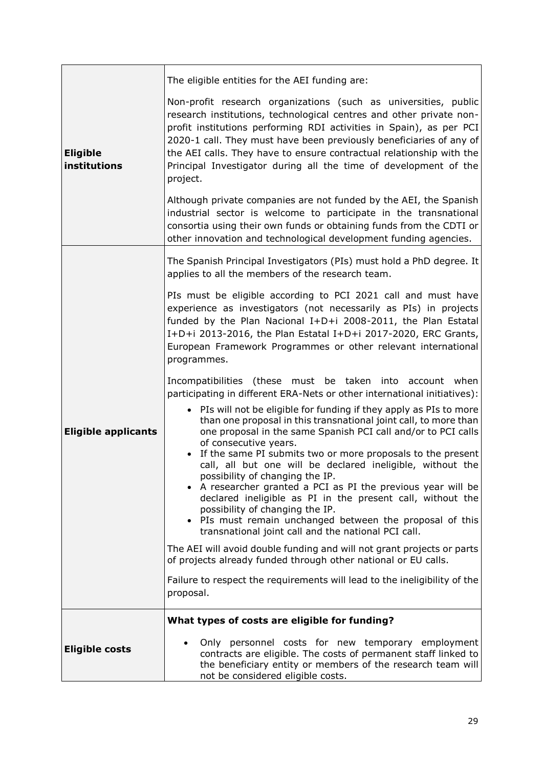| | |
|---|---|
| **Eligible institutions** | The eligible entities for the AEI funding are:<br><br>Non-profit research organizations (such as universities, public research institutions, technological centres and other private non-profit institutions performing RDI activities in Spain), as per PCI 2020-1 call. They must have been previously beneficiaries of any of the AEI calls. They have to ensure contractual relationship with the Principal Investigator during all the time of development of the project.<br><br>Although private companies are not funded by the AEI, the Spanish industrial sector is welcome to participate in the transnational consortia using their own funds or obtaining funds from the CDTI or other innovation and technological development funding agencies. |
| **Eligible applicants** | The Spanish Principal Investigators (PIs) must hold a PhD degree. It applies to all the members of the research team.<br><br>PIs must be eligible according to PCI 2021 call and must have experience as investigators (not necessarily as PIs) in projects funded by the Plan Nacional I+D+i 2008-2011, the Plan Estatal I+D+i 2013-2016, the Plan Estatal I+D+i 2017-2020, ERC Grants, European Framework Programmes or other relevant international programmes.<br><br>Incompatibilities (these must be taken into account when participating in different ERA-Nets or other international initiatives):<br>• PIs will not be eligible for funding if they apply as PIs to more than one proposal in this transnational joint call, to more than one proposal in the same Spanish PCI call and/or to PCI calls of consecutive years.<br>• If the same PI submits two or more proposals to the present call, all but one will be declared ineligible, without the possibility of changing the IP.<br>• A researcher granted a PCI as PI the previous year will be declared ineligible as PI in the present call, without the possibility of changing the IP.<br>• PIs must remain unchanged between the proposal of this transnational joint call and the national PCI call.<br><br>The AEI will avoid double funding and will not grant projects or parts of projects already funded through other national or EU calls.<br><br>Failure to respect the requirements will lead to the ineligibility of the proposal. |
| **Eligible costs** | **What types of costs are eligible for funding?**<br><br>• Only personnel costs for new temporary employment contracts are eligible. The costs of permanent staff linked to the beneficiary entity or members of the research team will not be considered eligible costs. |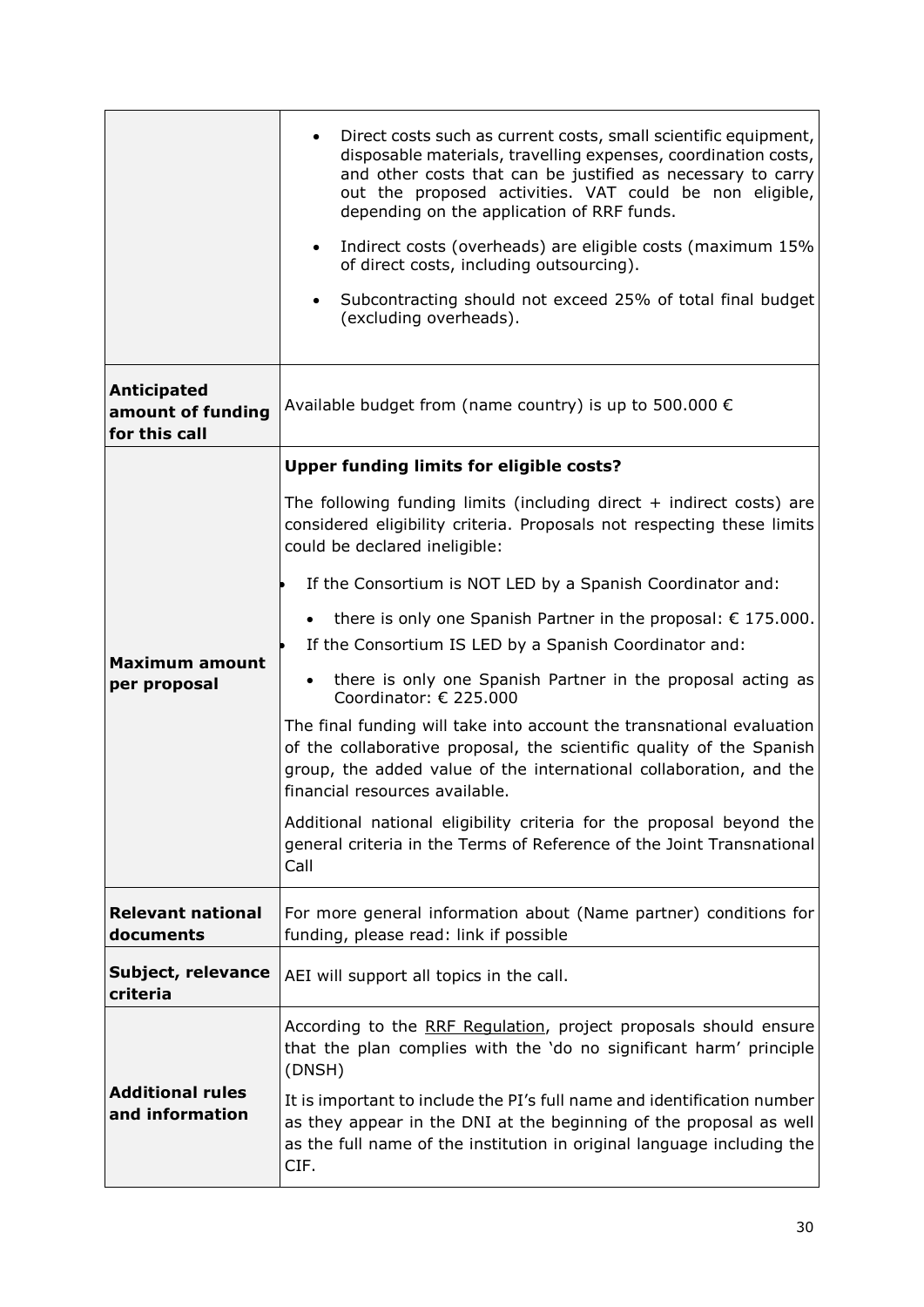| | |
|---|---|
| | • Direct costs such as current costs, small scientific equipment, disposable materials, travelling expenses, coordination costs, and other costs that can be justified as necessary to carry out the proposed activities. VAT could be non eligible, depending on the application of RRF funds.<br>• Indirect costs (overheads) are eligible costs (maximum 15% of direct costs, including outsourcing).<br>• Subcontracting should not exceed 25% of total final budget (excluding overheads). |
| **Anticipated amount of funding for this call** | Available budget from (name country) is up to 500.000 € |
| **Maximum amount per proposal** | **Upper funding limits for eligible costs?**<br>The following funding limits (including direct + indirect costs) are considered eligibility criteria. Proposals not respecting these limits could be declared ineligible:<br>• If the Consortium is NOT LED by a Spanish Coordinator and:<br>  • there is only one Spanish Partner in the proposal: € 175.000.<br>• If the Consortium IS LED by a Spanish Coordinator and:<br>  • there is only one Spanish Partner in the proposal acting as Coordinator: € 225.000<br>The final funding will take into account the transnational evaluation of the collaborative proposal, the scientific quality of the Spanish group, the added value of the international collaboration, and the financial resources available.<br>Additional national eligibility criteria for the proposal beyond the general criteria in the Terms of Reference of the Joint Transnational Call |
| **Relevant national documents** | For more general information about (Name partner) conditions for funding, please read: link if possible |
| **Subject, relevance criteria** | AEI will support all topics in the call. |
| **Additional rules and information** | According to the RRF Regulation, project proposals should ensure that the plan complies with the 'do no significant harm' principle (DNSH)<br>It is important to include the PI's full name and identification number as they appear in the DNI at the beginning of the proposal as well as the full name of the institution in original language including the CIF. |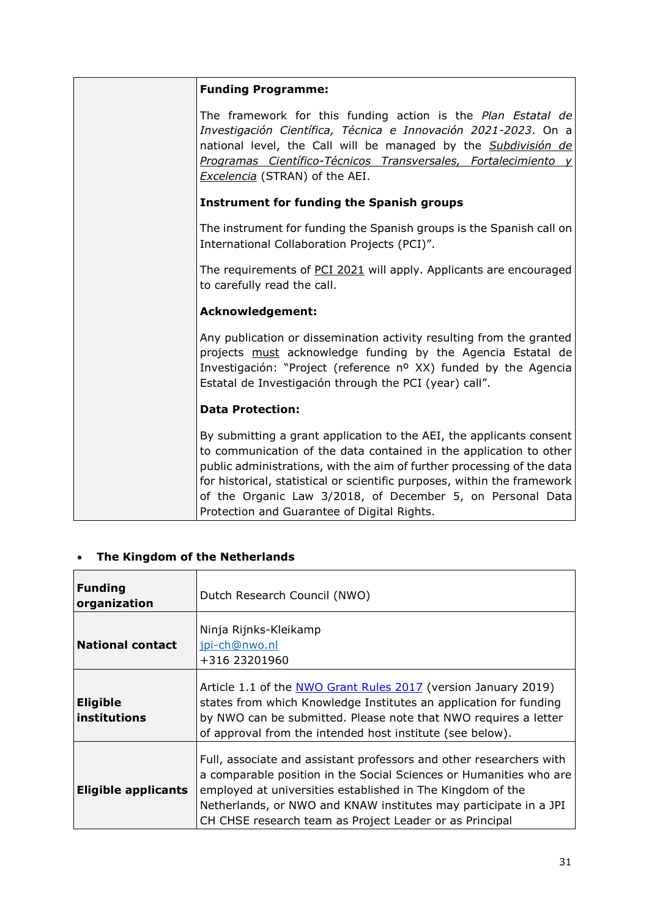| | **Funding Programme:**<br><br>The framework for this funding action is the *Plan Estatal de Investigación Científica, Técnica e Innovación 2021-2023*. On a national level, the Call will be managed by the *Subdivisión de Programas Científico-Técnicos Transversales, Fortalecimiento y Excelencia* (STRAN) of the AEI.<br><br>**Instrument for funding the Spanish groups**<br><br>The instrument for funding the Spanish groups is the Spanish call on International Collaboration Projects (PCI)".<br><br>The requirements of PCI 2021 will apply. Applicants are encouraged to carefully read the call.<br><br>**Acknowledgement:**<br><br>Any publication or dissemination activity resulting from the granted projects must acknowledge funding by the Agencia Estatal de Investigación: "Project (reference nº XX) funded by the Agencia Estatal de Investigación through the PCI (year) call".<br><br>**Data Protection:**<br><br>By submitting a grant application to the AEI, the applicants consent to communication of the data contained in the application to other public administrations, with the aim of further processing of the data for historical, statistical or scientific purposes, within the framework of the Organic Law 3/2018, of December 5, on Personal Data Protection and Guarantee of Digital Rights. |
|---|---|

- **The Kingdom of the Netherlands**

| **Funding organization** | Dutch Research Council (NWO) |
|---|---|
| **National contact** | Ninja Rijnks-Kleikamp<br>jpi-ch@nwo.nl<br>+316 23201960 |
| **Eligible institutions** | Article 1.1 of the NWO Grant Rules 2017 (version January 2019) states from which Knowledge Institutes an application for funding by NWO can be submitted. Please note that NWO requires a letter of approval from the intended host institute (see below). |
| **Eligible applicants** | Full, associate and assistant professors and other researchers with a comparable position in the Social Sciences or Humanities who are employed at universities established in The Kingdom of the Netherlands, or NWO and KNAW institutes may participate in a JPI CH CHSE research team as Project Leader or as Principal |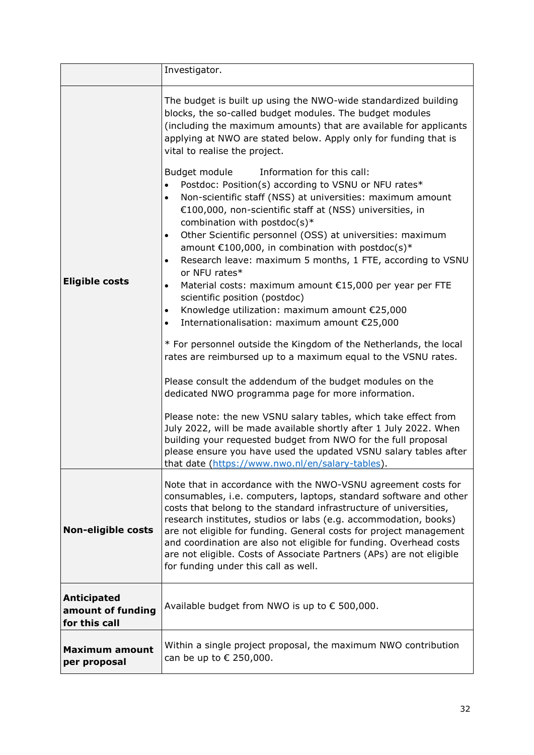| | |
|---|---|
| | Investigator. |
| **Eligible costs** | The budget is built up using the NWO-wide standardized building blocks, the so-called budget modules. The budget modules (including the maximum amounts) that are available for applicants applying at NWO are stated below. Apply only for funding that is vital to realise the project.<br><br>Budget module Information for this call:<br>• Postdoc: Position(s) according to VSNU or NFU rates*<br>• Non-scientific staff (NSS) at universities: maximum amount €100,000, non-scientific staff at (NSS) universities, in combination with postdoc(s)*<br>• Other Scientific personnel (OSS) at universities: maximum amount €100,000, in combination with postdoc(s)*<br>• Research leave: maximum 5 months, 1 FTE, according to VSNU or NFU rates*<br>• Material costs: maximum amount €15,000 per year per FTE scientific position (postdoc)<br>• Knowledge utilization: maximum amount €25,000<br>• Internationalisation: maximum amount €25,000<br><br>* For personnel outside the Kingdom of the Netherlands, the local rates are reimbursed up to a maximum equal to the VSNU rates.<br><br>Please consult the addendum of the budget modules on the dedicated NWO programma page for more information.<br><br>Please note: the new VSNU salary tables, which take effect from July 2022, will be made available shortly after 1 July 2022. When building your requested budget from NWO for the full proposal please ensure you have used the updated VSNU salary tables after that date (https://www.nwo.nl/en/salary-tables). |
| **Non-eligible costs** | Note that in accordance with the NWO-VSNU agreement costs for consumables, i.e. computers, laptops, standard software and other costs that belong to the standard infrastructure of universities, research institutes, studios or labs (e.g. accommodation, books) are not eligible for funding. General costs for project management and coordination are also not eligible for funding. Overhead costs are not eligible. Costs of Associate Partners (APs) are not eligible for funding under this call as well. |
| **Anticipated amount of funding for this call** | Available budget from NWO is up to € 500,000. |
| **Maximum amount per proposal** | Within a single project proposal, the maximum NWO contribution can be up to € 250,000. |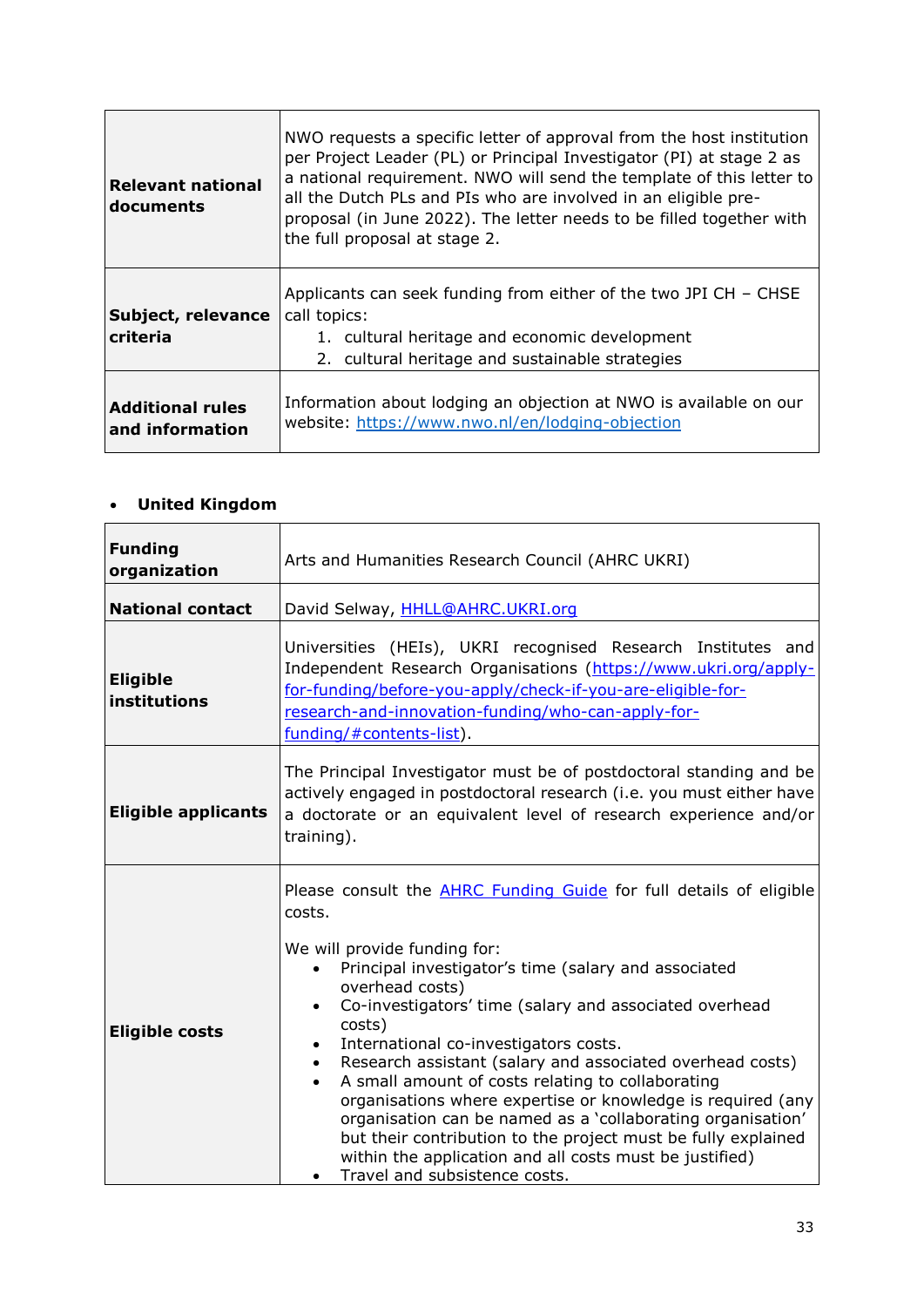| | |
|---|---|
| **Relevant national documents** | NWO requests a specific letter of approval from the host institution per Project Leader (PL) or Principal Investigator (PI) at stage 2 as a national requirement. NWO will send the template of this letter to all the Dutch PLs and PIs who are involved in an eligible pre-proposal (in June 2022). The letter needs to be filled together with the full proposal at stage 2. |
| **Subject, relevance criteria** | Applicants can seek funding from either of the two JPI CH – CHSE call topics:<br>1. cultural heritage and economic development<br>2. cultural heritage and sustainable strategies |
| **Additional rules and information** | Information about lodging an objection at NWO is available on our website: [https://www.nwo.nl/en/lodging-objection](https://www.nwo.nl/en/lodging-objection) |

- **United Kingdom**

| | |
|---|---|
| **Funding organization** | Arts and Humanities Research Council (AHRC UKRI) |
| **National contact** | David Selway, [HHLL@AHRC.UKRI.org](mailto:HHLL@AHRC.UKRI.org) |
| **Eligible institutions** | Universities (HEIs), UKRI recognised Research Institutes and Independent Research Organisations ([https://www.ukri.org/apply-for-funding/before-you-apply/check-if-you-are-eligible-for-research-and-innovation-funding/who-can-apply-for-funding/#contents-list](https://www.ukri.org/apply-for-funding/before-you-apply/check-if-you-are-eligible-for-research-and-innovation-funding/who-can-apply-for-funding/#contents-list)). |
| **Eligible applicants** | The Principal Investigator must be of postdoctoral standing and be actively engaged in postdoctoral research (i.e. you must either have a doctorate or an equivalent level of research experience and/or training). |
| **Eligible costs** | Please consult the AHRC Funding Guide for full details of eligible costs.<br><br>We will provide funding for:<br>• Principal investigator's time (salary and associated overhead costs)<br>• Co-investigators' time (salary and associated overhead costs)<br>• International co-investigators costs.<br>• Research assistant (salary and associated overhead costs)<br>• A small amount of costs relating to collaborating organisations where expertise or knowledge is required (any organisation can be named as a 'collaborating organisation' but their contribution to the project must be fully explained within the application and all costs must be justified)<br>• Travel and subsistence costs. |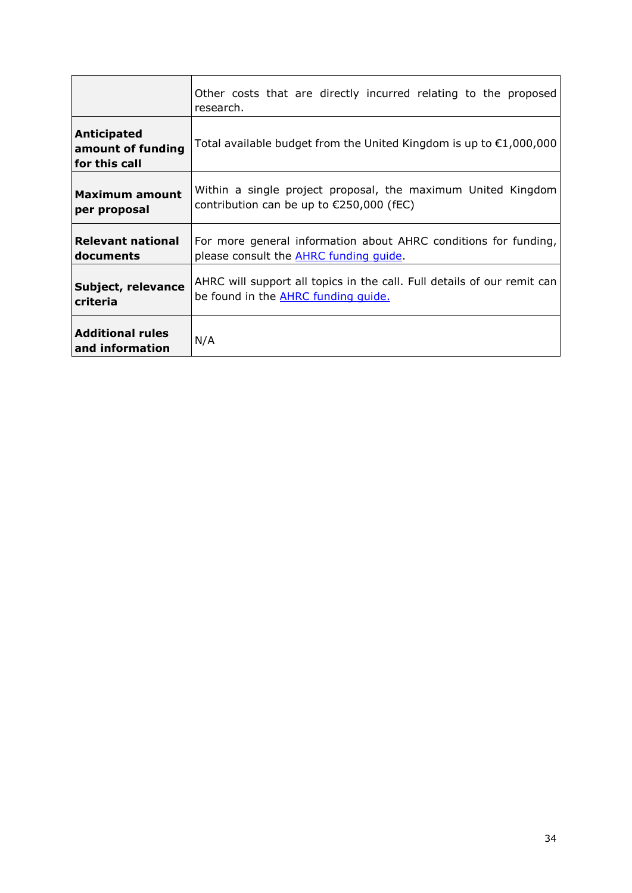| | |
|---|---|
| | Other costs that are directly incurred relating to the proposed research. |
| **Anticipated amount of funding for this call** | Total available budget from the United Kingdom is up to €1,000,000 |
| **Maximum amount per proposal** | Within a single project proposal, the maximum United Kingdom contribution can be up to €250,000 (fEC) |
| **Relevant national documents** | For more general information about AHRC conditions for funding, please consult the AHRC funding guide. |
| **Subject, relevance criteria** | AHRC will support all topics in the call. Full details of our remit can be found in the AHRC funding guide. |
| **Additional rules and information** | N/A |